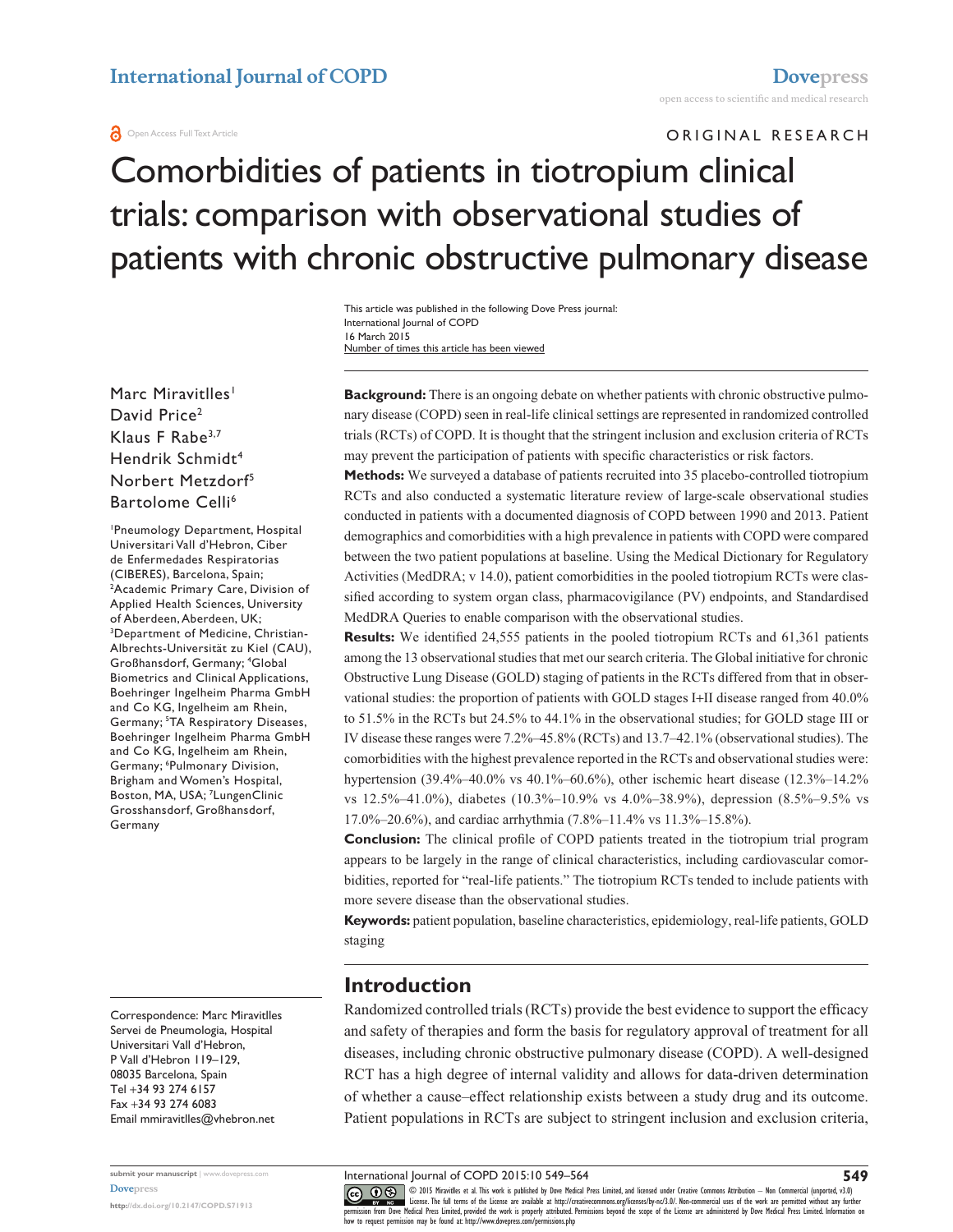ORIGINAL RESEARCH

# Comorbidities of patients in tiotropium clinical trials: comparison with observational studies of patients with chronic obstructive pulmonary disease

This article was published in the following Dove Press journal:
International Journal of COPD
16 March 2015
Number of times this article has been viewed

Marc Miravitlles[1]
David Price[2]
Klaus F Rabe[3,7]
Hendrik Schmidt[4]
Norbert Metzdorf[5]
Bartolome Celli[6]

[1]Pneumology Department, Hospital Universitari Vall d'Hebron, Ciber de Enfermedades Respiratorias (CIBERES), Barcelona, Spain; [2]Academic Primary Care, Division of Applied Health Sciences, University of Aberdeen, Aberdeen, UK; [3]Department of Medicine, Christian-Albrechts-Universität zu Kiel (CAU), Großhansdorf, Germany; [4]Global Biometrics and Clinical Applications, Boehringer Ingelheim Pharma GmbH and Co KG, Ingelheim am Rhein, Germany; [5]TA Respiratory Diseases, Boehringer Ingelheim Pharma GmbH and Co KG, Ingelheim am Rhein, Germany; [6]Pulmonary Division, Brigham and Women's Hospital, Boston, MA, USA; [7]LungenClinic Grosshansdorf, Großhansdorf, Germany

Correspondence: Marc Miravitlles
Servei de Pneumologia, Hospital Universitari Vall d'Hebron,
P Vall d'Hebron 119–129,
08035 Barcelona, Spain
Tel +34 93 274 6157
Fax +34 93 274 6083
Email mmiravitlles@vhebron.net

**Background:** There is an ongoing debate on whether patients with chronic obstructive pulmonary disease (COPD) seen in real-life clinical settings are represented in randomized controlled trials (RCTs) of COPD. It is thought that the stringent inclusion and exclusion criteria of RCTs may prevent the participation of patients with specific characteristics or risk factors.

**Methods:** We surveyed a database of patients recruited into 35 placebo-controlled tiotropium RCTs and also conducted a systematic literature review of large-scale observational studies conducted in patients with a documented diagnosis of COPD between 1990 and 2013. Patient demographics and comorbidities with a high prevalence in patients with COPD were compared between the two patient populations at baseline. Using the Medical Dictionary for Regulatory Activities (MedDRA; v 14.0), patient comorbidities in the pooled tiotropium RCTs were classified according to system organ class, pharmacovigilance (PV) endpoints, and Standardised MedDRA Queries to enable comparison with the observational studies.

**Results:** We identified 24,555 patients in the pooled tiotropium RCTs and 61,361 patients among the 13 observational studies that met our search criteria. The Global initiative for chronic Obstructive Lung Disease (GOLD) staging of patients in the RCTs differed from that in observational studies: the proportion of patients with GOLD stages I+II disease ranged from 40.0% to 51.5% in the RCTs but 24.5% to 44.1% in the observational studies; for GOLD stage III or IV disease these ranges were 7.2%–45.8% (RCTs) and 13.7%–42.1% (observational studies). The comorbidities with the highest prevalence reported in the RCTs and observational studies were: hypertension (39.4%–40.0% vs 40.1%–60.6%), other ischemic heart disease (12.3%–14.2% vs 12.5%–41.0%), diabetes (10.3%–10.9% vs 4.0%–38.9%), depression (8.5%–9.5% vs 17.0%–20.6%), and cardiac arrhythmia (7.8%–11.4% vs 11.3%–15.8%).

**Conclusion:** The clinical profile of COPD patients treated in the tiotropium trial program appears to be largely in the range of clinical characteristics, including cardiovascular comorbidities, reported for "real-life patients." The tiotropium RCTs tended to include patients with more severe disease than the observational studies.

**Keywords:** patient population, baseline characteristics, epidemiology, real-life patients, GOLD staging

## Introduction

Randomized controlled trials (RCTs) provide the best evidence to support the efficacy and safety of therapies and form the basis for regulatory approval of treatment for all diseases, including chronic obstructive pulmonary disease (COPD). A well-designed RCT has a high degree of internal validity and allows for data-driven determination of whether a cause–effect relationship exists between a study drug and its outcome. Patient populations in RCTs are subject to stringent inclusion and exclusion criteria,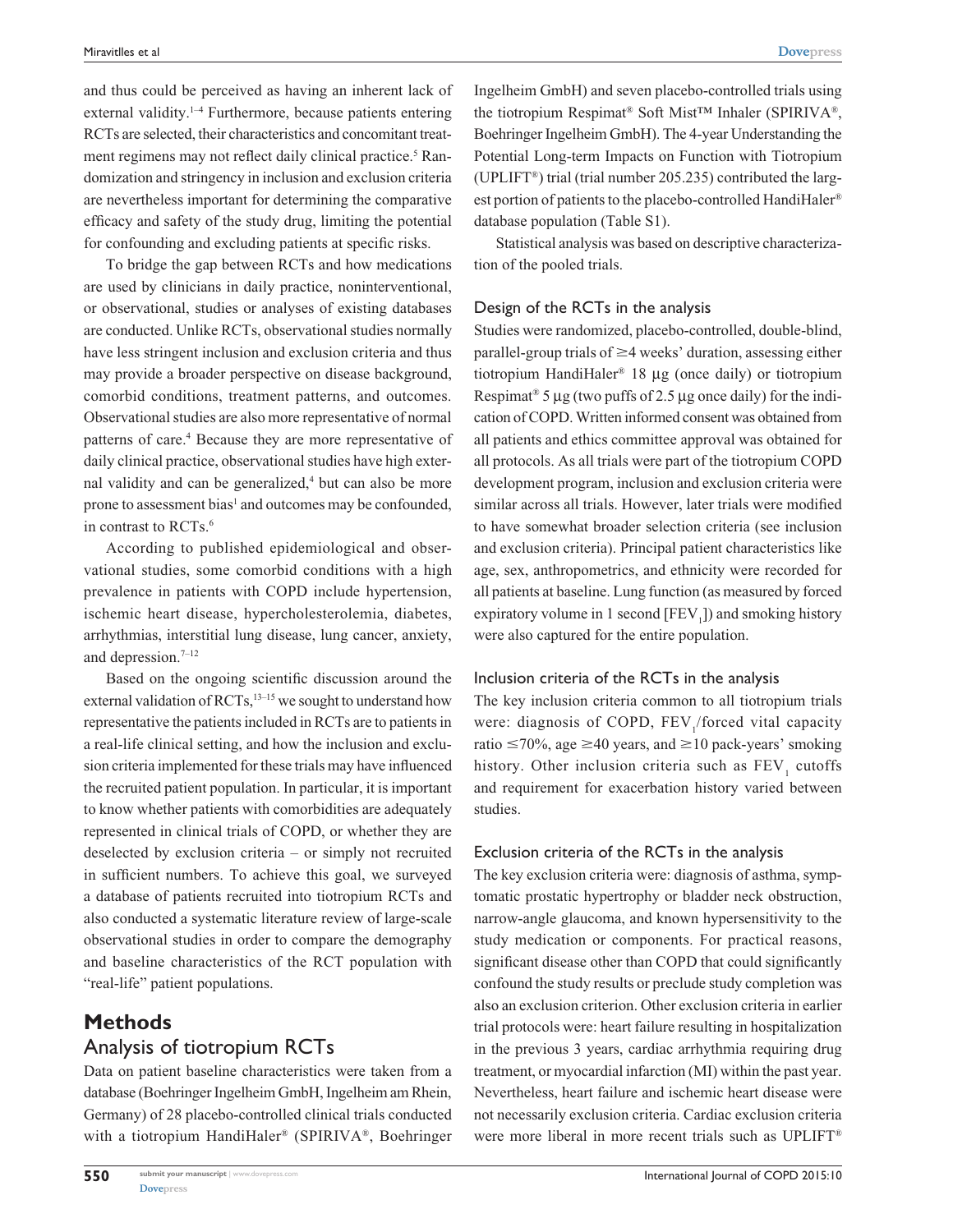and thus could be perceived as having an inherent lack of external validity.[1–4] Furthermore, because patients entering RCTs are selected, their characteristics and concomitant treatment regimens may not reflect daily clinical practice.[5] Randomization and stringency in inclusion and exclusion criteria are nevertheless important for determining the comparative efficacy and safety of the study drug, limiting the potential for confounding and excluding patients at specific risks.

To bridge the gap between RCTs and how medications are used by clinicians in daily practice, noninterventional, or observational, studies or analyses of existing databases are conducted. Unlike RCTs, observational studies normally have less stringent inclusion and exclusion criteria and thus may provide a broader perspective on disease background, comorbid conditions, treatment patterns, and outcomes. Observational studies are also more representative of normal patterns of care.[4] Because they are more representative of daily clinical practice, observational studies have high external validity and can be generalized,[4] but can also be more prone to assessment bias[1] and outcomes may be confounded, in contrast to RCTs.[6]

According to published epidemiological and observational studies, some comorbid conditions with a high prevalence in patients with COPD include hypertension, ischemic heart disease, hypercholesterolemia, diabetes, arrhythmias, interstitial lung disease, lung cancer, anxiety, and depression.[7–12]

Based on the ongoing scientific discussion around the external validation of RCTs,[13–15] we sought to understand how representative the patients included in RCTs are to patients in a real-life clinical setting, and how the inclusion and exclusion criteria implemented for these trials may have influenced the recruited patient population. In particular, it is important to know whether patients with comorbidities are adequately represented in clinical trials of COPD, or whether they are deselected by exclusion criteria – or simply not recruited in sufficient numbers. To achieve this goal, we surveyed a database of patients recruited into tiotropium RCTs and also conducted a systematic literature review of large-scale observational studies in order to compare the demography and baseline characteristics of the RCT population with "real-life" patient populations.

# Methods

## Analysis of tiotropium RCTs

Data on patient baseline characteristics were taken from a database (Boehringer Ingelheim GmbH, Ingelheim am Rhein, Germany) of 28 placebo-controlled clinical trials conducted with a tiotropium HandiHaler® (SPIRIVA®, Boehringer Ingelheim GmbH) and seven placebo-controlled trials using the tiotropium Respimat® Soft Mist™ Inhaler (SPIRIVA®, Boehringer Ingelheim GmbH). The 4-year Understanding the Potential Long-term Impacts on Function with Tiotropium (UPLIFT®) trial (trial number 205.235) contributed the largest portion of patients to the placebo-controlled HandiHaler® database population (Table S1).

Statistical analysis was based on descriptive characterization of the pooled trials.

### Design of the RCTs in the analysis

Studies were randomized, placebo-controlled, double-blind, parallel-group trials of ≥4 weeks' duration, assessing either tiotropium HandiHaler® 18 μg (once daily) or tiotropium Respimat® 5 μg (two puffs of 2.5 μg once daily) for the indication of COPD. Written informed consent was obtained from all patients and ethics committee approval was obtained for all protocols. As all trials were part of the tiotropium COPD development program, inclusion and exclusion criteria were similar across all trials. However, later trials were modified to have somewhat broader selection criteria (see inclusion and exclusion criteria). Principal patient characteristics like age, sex, anthropometrics, and ethnicity were recorded for all patients at baseline. Lung function (as measured by forced expiratory volume in 1 second [$FEV_1$]) and smoking history were also captured for the entire population.

### Inclusion criteria of the RCTs in the analysis

The key inclusion criteria common to all tiotropium trials were: diagnosis of COPD, $FEV_1$/forced vital capacity ratio ≤70%, age ≥40 years, and ≥10 pack-years' smoking history. Other inclusion criteria such as $FEV_1$ cutoffs and requirement for exacerbation history varied between studies.

### Exclusion criteria of the RCTs in the analysis

The key exclusion criteria were: diagnosis of asthma, symptomatic prostatic hypertrophy or bladder neck obstruction, narrow-angle glaucoma, and known hypersensitivity to the study medication or components. For practical reasons, significant disease other than COPD that could significantly confound the study results or preclude study completion was also an exclusion criterion. Other exclusion criteria in earlier trial protocols were: heart failure resulting in hospitalization in the previous 3 years, cardiac arrhythmia requiring drug treatment, or myocardial infarction (MI) within the past year. Nevertheless, heart failure and ischemic heart disease were not necessarily exclusion criteria. Cardiac exclusion criteria were more liberal in more recent trials such as UPLIFT®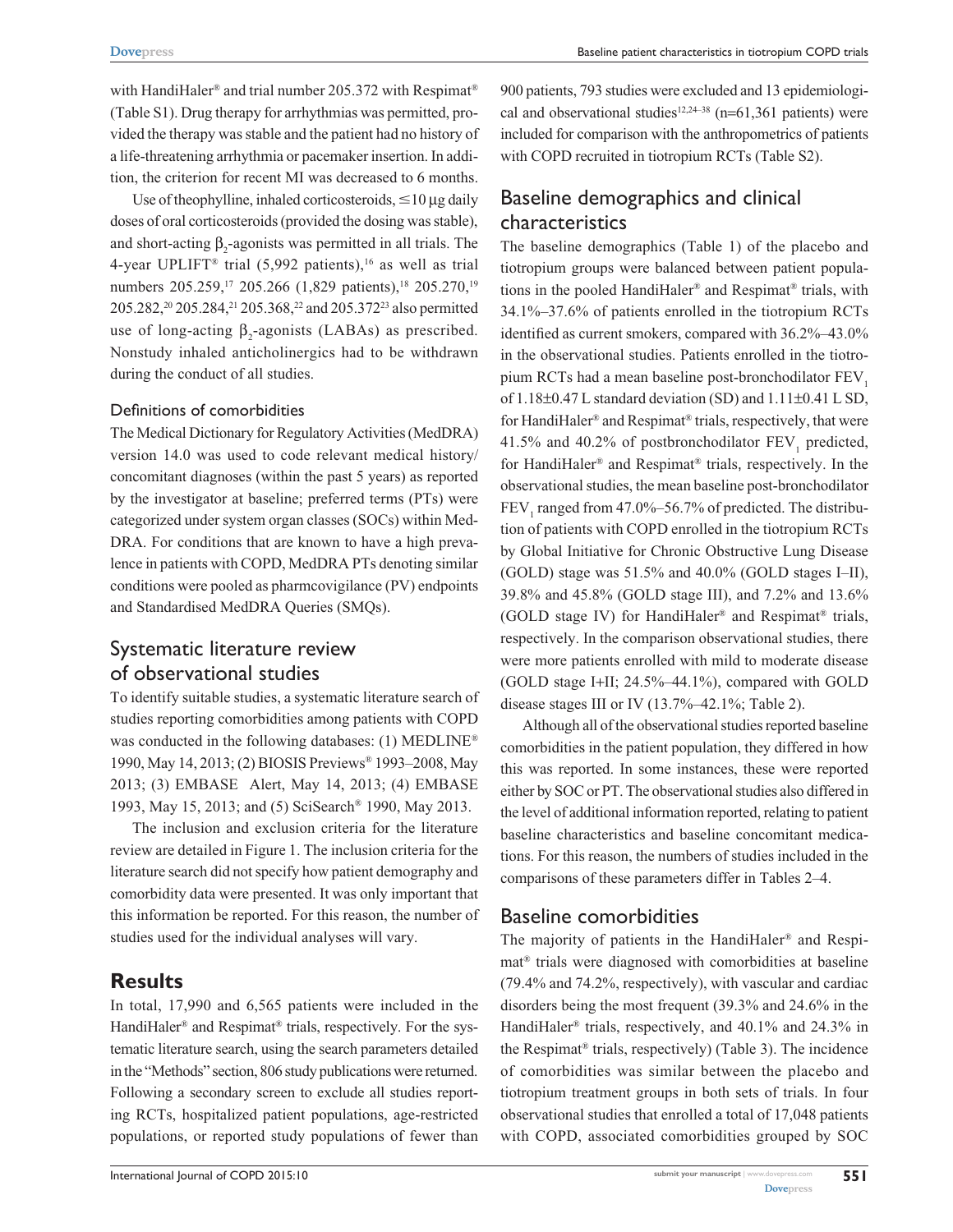with HandiHaler® and trial number 205.372 with Respimat® (Table S1). Drug therapy for arrhythmias was permitted, provided the therapy was stable and the patient had no history of a life-threatening arrhythmia or pacemaker insertion. In addition, the criterion for recent MI was decreased to 6 months.

Use of theophylline, inhaled corticosteroids, $\leq$10 μg daily doses of oral corticosteroids (provided the dosing was stable), and short-acting $\beta_2$-agonists was permitted in all trials. The 4-year UPLIFT® trial (5,992 patients),[16] as well as trial numbers 205.259,[17] 205.266 (1,829 patients),[18] 205.270,[19] 205.282,[20] 205.284,[21] 205.368,[22] and 205.372[23] also permitted use of long-acting $\beta_2$-agonists (LABAs) as prescribed. Nonstudy inhaled anticholinergics had to be withdrawn during the conduct of all studies.

### Definitions of comorbidities

The Medical Dictionary for Regulatory Activities (MedDRA) version 14.0 was used to code relevant medical history/concomitant diagnoses (within the past 5 years) as reported by the investigator at baseline; preferred terms (PTs) were categorized under system organ classes (SOCs) within MedDRA. For conditions that are known to have a high prevalence in patients with COPD, MedDRA PTs denoting similar conditions were pooled as pharmcovigilance (PV) endpoints and Standardised MedDRA Queries (SMQs).

## Systematic literature review of observational studies

To identify suitable studies, a systematic literature search of studies reporting comorbidities among patients with COPD was conducted in the following databases: (1) MEDLINE® 1990, May 14, 2013; (2) BIOSIS Previews® 1993–2008, May 2013; (3) EMBASE Alert, May 14, 2013; (4) EMBASE 1993, May 15, 2013; and (5) SciSearch® 1990, May 2013.

The inclusion and exclusion criteria for the literature review are detailed in Figure 1. The inclusion criteria for the literature search did not specify how patient demography and comorbidity data were presented. It was only important that this information be reported. For this reason, the number of studies used for the individual analyses will vary.

# Results

In total, 17,990 and 6,565 patients were included in the HandiHaler® and Respimat® trials, respectively. For the systematic literature search, using the search parameters detailed in the "Methods" section, 806 study publications were returned. Following a secondary screen to exclude all studies reporting RCTs, hospitalized patient populations, age-restricted populations, or reported study populations of fewer than 900 patients, 793 studies were excluded and 13 epidemiological and observational studies[12,24–38] (n=61,361 patients) were included for comparison with the anthropometrics of patients with COPD recruited in tiotropium RCTs (Table S2).

## Baseline demographics and clinical characteristics

The baseline demographics (Table 1) of the placebo and tiotropium groups were balanced between patient populations in the pooled HandiHaler® and Respimat® trials, with 34.1%–37.6% of patients enrolled in the tiotropium RCTs identified as current smokers, compared with 36.2%–43.0% in the observational studies. Patients enrolled in the tiotropium RCTs had a mean baseline post-bronchodilator $FEV_1$ of 1.18±0.47 L standard deviation (SD) and 1.11±0.41 L SD, for HandiHaler® and Respimat® trials, respectively, that were 41.5% and 40.2% of postbronchodilator $FEV_1$ predicted, for HandiHaler® and Respimat® trials, respectively. In the observational studies, the mean baseline post-bronchodilator $FEV_1$ ranged from 47.0%–56.7% of predicted. The distribution of patients with COPD enrolled in the tiotropium RCTs by Global Initiative for Chronic Obstructive Lung Disease (GOLD) stage was 51.5% and 40.0% (GOLD stages I–II), 39.8% and 45.8% (GOLD stage III), and 7.2% and 13.6% (GOLD stage IV) for HandiHaler® and Respimat® trials, respectively. In the comparison observational studies, there were more patients enrolled with mild to moderate disease (GOLD stage I+II; 24.5%–44.1%), compared with GOLD disease stages III or IV (13.7%–42.1%; Table 2).

Although all of the observational studies reported baseline comorbidities in the patient population, they differed in how this was reported. In some instances, these were reported either by SOC or PT. The observational studies also differed in the level of additional information reported, relating to patient baseline characteristics and baseline concomitant medications. For this reason, the numbers of studies included in the comparisons of these parameters differ in Tables 2–4.

## Baseline comorbidities

The majority of patients in the HandiHaler® and Respimat® trials were diagnosed with comorbidities at baseline (79.4% and 74.2%, respectively), with vascular and cardiac disorders being the most frequent (39.3% and 24.6% in the HandiHaler® trials, respectively, and 40.1% and 24.3% in the Respimat® trials, respectively) (Table 3). The incidence of comorbidities was similar between the placebo and tiotropium treatment groups in both sets of trials. In four observational studies that enrolled a total of 17,048 patients with COPD, associated comorbidities grouped by SOC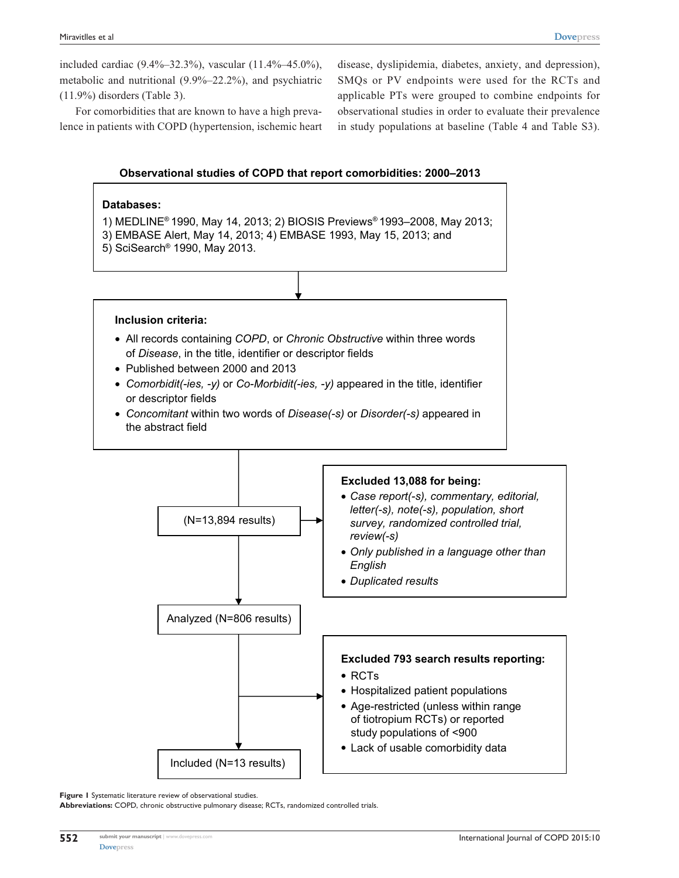included cardiac (9.4%–32.3%), vascular (11.4%–45.0%), metabolic and nutritional (9.9%–22.2%), and psychiatric (11.9%) disorders (Table 3).

For comorbidities that are known to have a high prevalence in patients with COPD (hypertension, ischemic heart disease, dyslipidemia, diabetes, anxiety, and depression), SMQs or PV endpoints were used for the RCTs and applicable PTs were grouped to combine endpoints for observational studies in order to evaluate their prevalence in study populations at baseline (Table 4 and Table S3).

**Observational studies of COPD that report comorbidities: 2000–2013**

**Databases:**

1) MEDLINE® 1990, May 14, 2013; 2) BIOSIS Previews® 1993–2008, May 2013; 3) EMBASE Alert, May 14, 2013; 4) EMBASE 1993, May 15, 2013; and 5) SciSearch® 1990, May 2013.

↓

**Inclusion criteria:**

- All records containing *COPD*, or *Chronic Obstructive* within three words of *Disease*, in the title, identifier or descriptor fields
- Published between 2000 and 2013
- *Comorbidit(-ies, -y)* or *Co-Morbidit(-ies, -y)* appeared in the title, identifier or descriptor fields
- *Concomitant* within two words of *Disease(-s)* or *Disorder(-s)* appeared in the abstract field

↓

(N=13,894 results)

→ **Excluded 13,088 for being:**

- *Case report(-s), commentary, editorial, letter(-s), note(-s), population, short survey, randomized controlled trial, review(-s)*
- *Only published in a language other than English*
- *Duplicated results*

↓

Analyzed (N=806 results)

→ **Excluded 793 search results reporting:**

- RCTs
- Hospitalized patient populations
- Age-restricted (unless within range of tiotropium RCTs) or reported study populations of <900
- Lack of usable comorbidity data

↓

Included (N=13 results)

**Figure 1** Systematic literature review of observational studies.

**Abbreviations:** COPD, chronic obstructive pulmonary disease; RCTs, randomized controlled trials.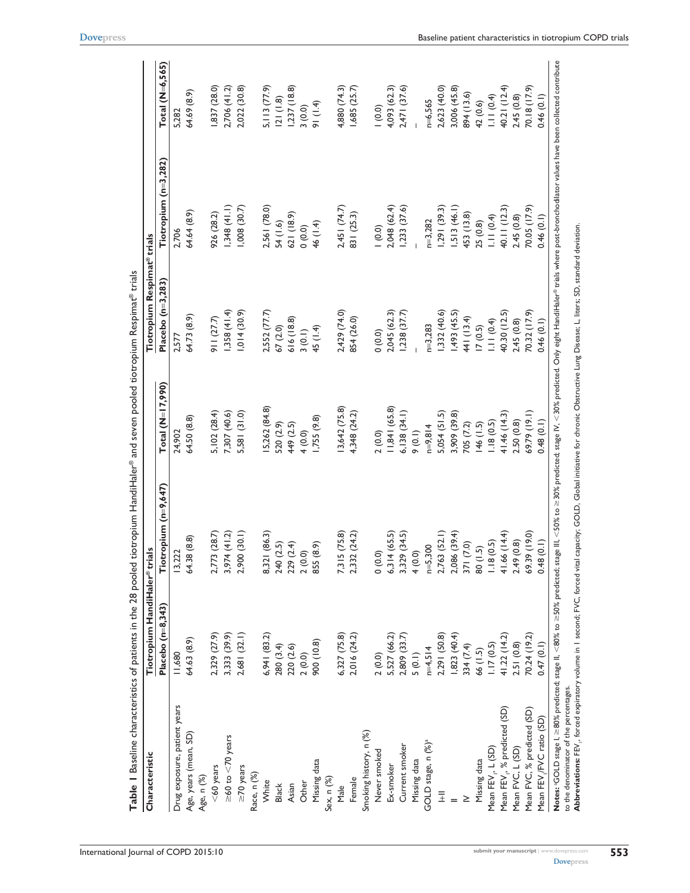**Table 1** Baseline characteristics of patients in the 28 pooled tiotropium HandiHaler® and seven pooled tiotropium Respimat® trials

| Characteristic | Tiotropium HandiHaler® trials | | | Tiotropium Respimat® trials | | |
|---|---|---|---|---|---|---|
| | Placebo (n=8,343) | Tiotropium (n=9,647) | Total (N=17,990) | Placebo (n=3,283) | Tiotropium (n=3,282) | Total (N=6,565) |
| Drug exposure, patient years | 11,680 | 13,222 | 24,902 | 2,577 | 2,706 | 5,282 |
| Age, years (mean, SD) | 64.63 (8.9) | 64.38 (8.8) | 64.50 (8.8) | 64.73 (8.9) | 64.64 (8.9) | 64.69 (8.9) |
| Age, n (%) | | | | | | |
| <60 years | 2,329 (27.9) | 2,773 (28.7) | 5,102 (28.4) | 911 (27.7) | 926 (28.2) | 1,837 (28.0) |
| ≥60 to <70 years | 3,333 (39.9) | 3,974 (41.2) | 7,307 (40.6) | 1,358 (41.4) | 1,348 (41.1) | 2,706 (41.2) |
| ≥70 years | 2,681 (32.1) | 2,900 (30.1) | 5,581 (31.0) | 1,014 (30.9) | 1,008 (30.7) | 2,022 (30.8) |
| Race, n (%) | | | | | | |
| White | 6,941 (83.2) | 8,321 (86.3) | 15,262 (84.8) | 2,552 (77.7) | 2,561 (78.0) | 5,113 (77.9) |
| Black | 280 (3.4) | 240 (2.5) | 520 (2.9) | 67 (2.0) | 54 (1.6) | 121 (1.8) |
| Asian | 220 (2.6) | 229 (2.4) | 449 (2.5) | 616 (18.8) | 621 (18.9) | 1,237 (18.8) |
| Other | 2 (0.0) | 2 (0.0) | 4 (0.0) | 3 (0.1) | 0 (0.0) | 3 (0.0) |
| Missing data | 900 (10.8) | 855 (8.9) | 1,755 (9.8) | 45 (1.4) | 46 (1.4) | 91 (1.4) |
| Sex, n (%) | | | | | | |
| Male | 6,327 (75.8) | 7,315 (75.8) | 13,642 (75.8) | 2,429 (74.0) | 2,451 (74.7) | 4,880 (74.3) |
| Female | 2,016 (24.2) | 2,332 (24.2) | 4,348 (24.2) | 854 (26.0) | 831 (25.3) | 1,685 (25.7) |
| Smoking history, n (%) | | | | | | |
| Never smoked | 2 (0.0) | 0 (0.0) | 2 (0.0) | 0 (0.0) | 1 (0.0) | 1 (0.0) |
| Ex-smoker | 5,527 (66.2) | 6,314 (65.5) | 11,841 (65.8) | 2,045 (62.3) | 2,048 (62.4) | 4,093 (62.3) |
| Current smoker | 2,809 (33.7) | 3,329 (34.5) | 6,138 (34.1) | 1,238 (37.7) | 1,233 (37.6) | 2,471 (37.6) |
| Missing data | 5 (0.1) | 4 (0.0) | 9 (0.1) | – | – | – |
| GOLD stage, n (%)[a] | n=4,514 | n=5,300 | n=9,814 | n=3,283 | n=3,282 | n=6,565 |
| I–II | 2,291 (50.8) | 2,763 (52.1) | 5,054 (51.5) | 1,332 (40.6) | 1,291 (39.3) | 2,623 (40.0) |
| III | 1,823 (40.4) | 2,086 (39.4) | 3,909 (39.8) | 1,493 (45.5) | 1,513 (46.1) | 3,006 (45.8) |
| IV | 334 (7.4) | 371 (7.0) | 705 (7.2) | 441 (13.4) | 453 (13.8) | 894 (13.6) |
| Missing data | 66 (1.5) | 80 (1.5) | 146 (1.5) | 17 (0.5) | 25 (0.8) | 42 (0.6) |
| Mean $FEV_1$, L (SD) | 1.17 (0.5) | 1.18 (0.5) | 1.18 (0.5) | 1.11 (0.4) | 1.11 (0.4) | 1.11 (0.4) |
| Mean $FEV_1$, % predicted (SD) | 41.22 (14.2) | 41.66 (14.4) | 41.46 (14.3) | 40.30 (12.5) | 40.11 (12.3) | 40.21 (12.4) |
| Mean FVC, L (SD) | 2.51 (0.8) | 2.49 (0.8) | 2.50 (0.8) | 2.45 (0.8) | 2.45 (0.8) | 2.45 (0.8) |
| Mean FVC, % predicted (SD) | 70.24 (19.2) | 69.39 (19.0) | 69.79 (19.1) | 70.32 (17.9) | 70.05 (17.9) | 70.18 (17.9) |
| Mean $FEV_1$/FVC ratio (SD) | 0.47 (0.1) | 0.48 (0.1) | 0.48 (0.1) | 0.46 (0.1) | 0.46 (0.1) | 0.46 (0.1) |

**Notes:** [a]GOLD stage I, ≥80% predicted; stage II, <80% to ≥50% predicted; stage III, <50% to ≥30% predicted; stage IV, <30% predicted. Only eight HandiHaler® trials where post-bronchodilator values have been collected contribute to the denominator of the percentages.

**Abbreviations:** $FEV_1$, forced expiratory volume in 1 second; FVC, forced vital capacity; GOLD, Global initiative for chronic Obstructive Lung Disease; L, liters; SD, standard deviation.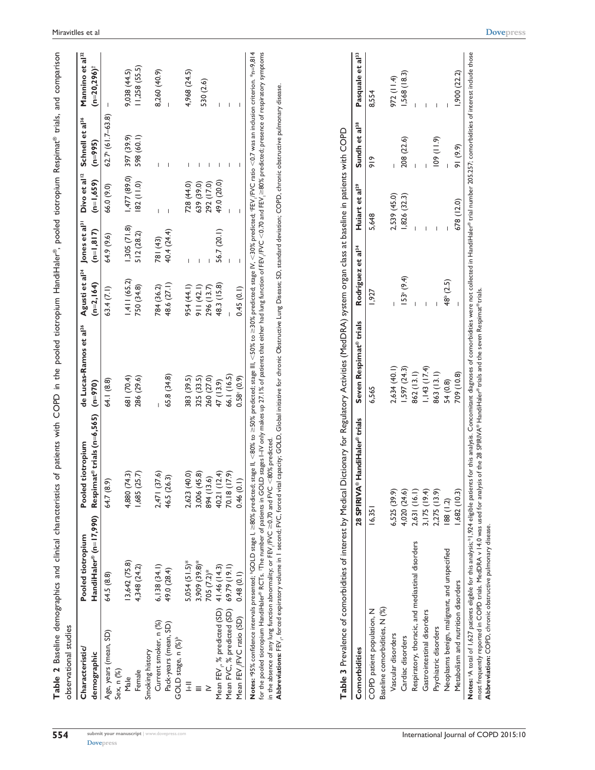**Table 2** Baseline demographics and clinical characteristics of patients with COPD in the pooled tiotropium HandiHaler®, pooled tiotropium Respimat® trials, and comparison observational studies

| Characteristic/ demographic | Pooled tiotropium HandiHaler® (n=17,990) | Pooled tiotropium Respimat® trials (n=6,565) | de Lucas-Ramos et al[26] (n=970) | Agusti et al[24] (n=2,164) | Jones et al[31] (n=1,817) | Divo et al[12] (n=1,659) | Schnell et al[36] (n=995) | Mannino et al[32] (n=20,296)† |
|---|---|---|---|---|---|---|---|---|
| Age, years (mean, SD) | 64.5 (8.8) | 64.7 (8.9) | 64.1 (8.8) | 63.4 (7.1) | 64.9 (9.6) | 66.0 (9.0) | 62.7[a] (61.7–63.8) | – |
| Sex, n (%) | | | | | | | | |
| Male | 13,642 (75.8) | 4,880 (74.3) | 681 (70.4) | 1,411 (65.2) | 1,305 (71.8) | 1,477 (89.0) | 397 (39.9) | 9,038 (44.5) |
| Female | 4,348 (24.2) | 1,685 (25.7) | 286 (29.6) | 750 (34.8) | 512 (28.2) | 182 (11.0) | 598 (60.1) | 11,258 (55.5) |
| Smoking history | | | | | | | | |
| Current smoker, n (%) | 6,138 (34.1) | 2,471 (37.6) | – | 784 (36.2) | 781 (43) | – | – | 8,260 (40.9) |
| Pack-years (mean, SD) | 49.0 (28.4) | 46.5 (26.3) | 65.8 (34.8) | 48.6 (27.1) | 40.4 (24.4) | – | – | – |
| GOLD stage, n (%)[b] | | | | | | | | |
| I–II | 5,054 (51.5)* | 2,623 (40.0) | 383 (39.5) | 954 (44.1) | – | 728 (44.0) | – | 4,968 (24.5) |
| III | 3,909 (39.8)* | 3,006 (45.8) | 325 (33.5) | 911 (42.1) | – | 639 (39.0) | – | 530 (2.6) |
| IV | 705 (7.2)* | 894 (13.6) | 260 (27.0) | 296 (13.7) | – | 292 (17.0) | – | – |
| Mean $FEV_1$, % predicted (SD) | 41.46 (14.3) | 40.21 (12.4) | 47 (13.9) | 48.3 (15.8) | 56.7 (20.1) | 49.0 (20.0) | – | – |
| Mean FVC, % predicted (SD) | 69.79 (19.1) | 70.18 (17.9) | 66.1 (16.5) | – | – | – | – | – |
| Mean $FEV_1$/FVC ratio (SD) | 0.48 (0.1) | 0.46 (0.1) | 0.58[c] (0.9) | 0.45 (0.1) | – | – | – | – |

**Notes:** [a]95% confidence intervals presented; [b]GOLD stage I, ≥80% predicted; stage II, <80% to ≥50% predicted; stage III, <50% to ≥30% predicted; stage IV, <30% predicted; [c]$FEV_1$/FVC ratio <0.7 was an inclusion criterion. *n=9,814 for the pooled tiotropium HandiHaler® RCTs. †The number of patients in GOLD stages I–IV only makes up 27.1% of patients that either had lung function of $FEV_1$/FVC <0.70 and $FEV_1$ ≥80% predicted; presence of respiratory symptoms in the absence of any lung function abnormality; or $FEV_1$/FVC ≥0.70 and FVC <80% predicted.

**Abbreviations:** $FEV_1$, forced expiratory volume in 1 second; FVC, forced vital capacity; GOLD, Global initiative for chronic Obstructive Lung Disease; SD, standard deviation; COPD, chronic obstructive pulmonary disease.

**Table 3** Prevalence of comorbidities of interest by Medical Dictionary for Regulatory Activities (MedDRA) system organ class at baseline in patients with COPD

| Comorbidities | 28 SPIRIVA® HandiHaler® trials | Seven Respimat® trials | Rodriguez et al[34] | Huiart et al[29] | Sundh et al[38] | Pasquale et al[33] |
|---|---|---|---|---|---|---|
| COPD patient population, N | 16,351 | 6,565 | 1,927 | 5,648 | 919 | 8,554 |
| Baseline comorbidities, N (%) | | | | | | |
| Vascular disorders | 6,525 (39.9) | 2,634 (40.1) | – | 2,539 (45.0) | – | 972 (11.4) |
| Cardiac disorders | 4,020 (24.6) | 1,597 (24.3) | 153[a] (9.4) | 1,826 (32.3) | 208 (22.6) | 1,568 (18.3) |
| Respiratory, thoracic, and mediastinal disorders | 2,631 (16.1) | 862 (13.1) | – | – | – | – |
| Gastrointestinal disorders | 3,175 (19.4) | 1,143 (17.4) | – | – | – | – |
| Psychiatric disorders | 2,275 (13.9) | 863 (13.1) | – | – | 109 (11.9) | – |
| Neoplasms benign, malignant, and unspecified | 188 (1.2) | 54 (0.8) | 48[a] (2.5) | – | – | – |
| Metabolism and nutrition disorders | 1,682 (10.3) | 709 (10.8) | – | 678 (12.0) | 91 (9.9) | 1,900 (22.2) |

**Notes:** [a]A total of 1,627 patients eligible for this analysis; [b]1,924 eligible patients for this analysis. Concomitant diagnoses of comorbidities were not collected in HandiHaler® trial number 205.257; comorbidities of interest include those most frequently reported in COPD trials. MedDRA v 14.0 was used for analysis of the 28 SPIRIVA® HandiHaler® trials and the seven Respimat® trials.

**Abbreviation:** COPD, chronic obstructive pulmonary disease.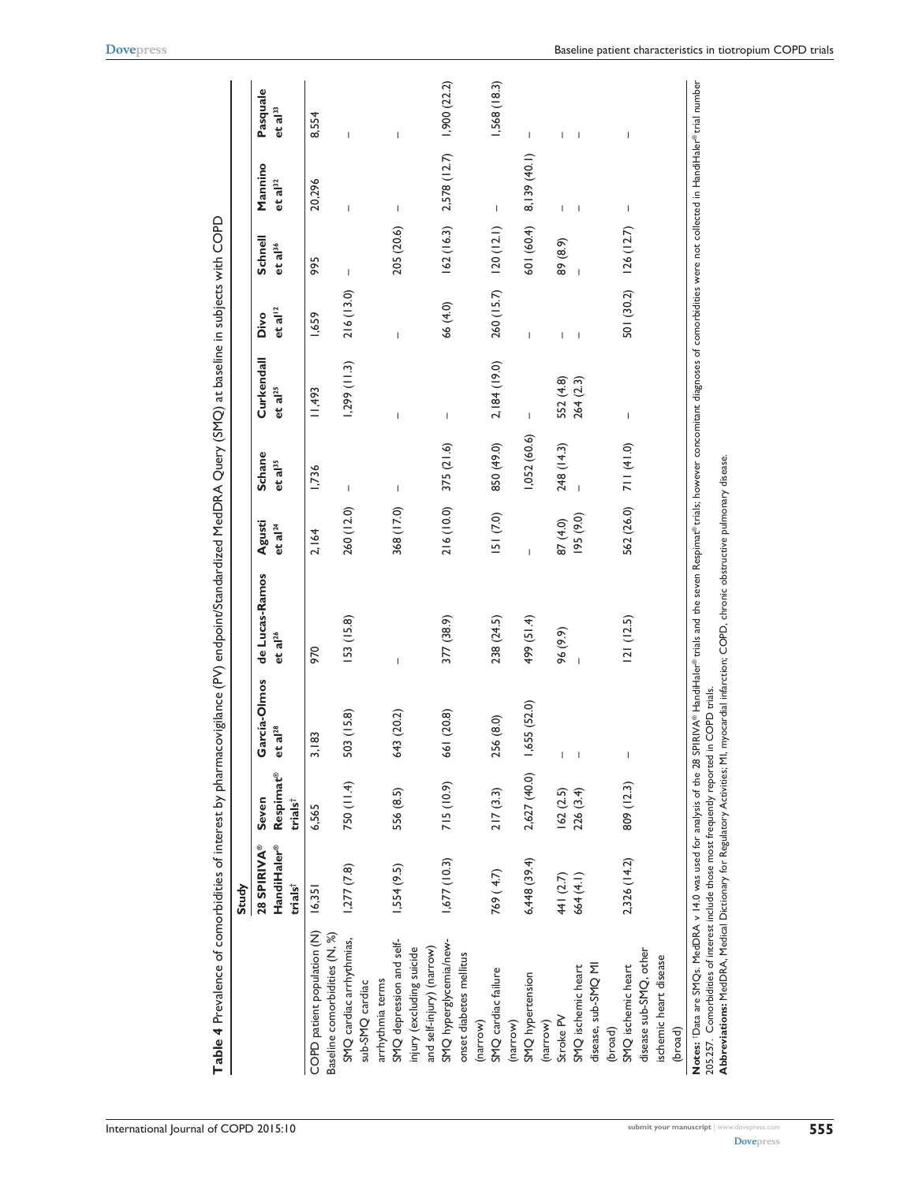**Table 4** Prevalence of comorbidities of interest by pharmacovigilance (PV) endpoint/Standardized MedDRA Query (SMQ) at baseline in subjects with COPD

| | Study | | | | | | | | | | |
|---|---|---|---|---|---|---|---|---|---|---|---|
| | 28 SPIRIVA® HandiHaler® trials[†] | Seven Respimat® trials[†] | García-Olmos et al[28] | de Lucas-Ramos et al[26] | Agusti et al[24] | Schane et al[35] | Curkendall et al[25] | Divo et al[12] | Schnell et al[36] | Mannino et al[32] | Pasquale et al[33] |
| COPD patient population (N) | 16,351 | 6,565 | 3,183 | 970 | 2,164 | 1,736 | 11,493 | 1,659 | 995 | 20,296 | 8,554 |
| Baseline comorbidities (N, %) | | | | | | | | | | | |
| SMQ cardiac arrhythmias, sub-SMQ cardiac arrhythmia terms | 1,277 (7.8) | 750 (11.4) | 503 (15.8) | 153 (15.8) | 260 (12.0) | – | 1,299 (11.3) | 216 (13.0) | – | – | – |
| SMQ depression and self-injury (excluding suicide and self-injury) (narrow) | 1,554 (9.5) | 556 (8.5) | 643 (20.2) | – | 368 (17.0) | – | – | – | 205 (20.6) | – | – |
| SMQ hyperglycemia/new-onset diabetes mellitus (narrow) | 1,677 (10.3) | 715 (10.9) | 661 (20.8) | 377 (38.9) | 216 (10.0) | 375 (21.6) | – | 66 (4.0) | 162 (16.3) | 2,578 (12.7) | 1,900 (22.2) |
| SMQ cardiac failure (narrow) | 769 (4.7) | 217 (3.3) | 256 (8.0) | 238 (24.5) | 151 (7.0) | 850 (49.0) | 2,184 (19.0) | 260 (15.7) | 120 (12.1) | – | 1,568 (18.3) |
| SMQ hypertension (narrow) | 6,448 (39.4) | 2,627 (40.0) | 1,655 (52.0) | 499 (51.4) | – | 1,052 (60.6) | – | – | 601 (60.4) | 8,139 (40.1) | – |
| Stroke PV | 441 (2.7) | 162 (2.5) | – | 96 (9.9) | 87 (4.0) | 248 (14.3) | 552 (4.8) | – | 89 (8.9) | – | – |
| SMQ ischemic heart disease, sub-SMQ MI (broad) | 664 (4.1) | 226 (3.4) | – | – | 195 (9.0) | – | 264 (2.3) | – | – | – | – |
| SMQ ischemic heart disease sub-SMQ, other ischemic heart disease (broad) | 2,326 (14.2) | 809 (12.3) | – | 121 (12.5) | 562 (26.0) | 711 (41.0) | – | 501 (30.2) | 126 (12.7) | – | – |

**Notes:** [†]Data are SMQs. MedDRA v 14.0 was used for analysis of the 28 SPIRIVA® HandiHaler® trials and the seven Respimat® trials; however concomitant diagnoses of comorbidities were not collected in HandiHaler® trial number 205.257. Comorbidities of interest include those most frequently reported in COPD trials.

**Abbreviations:** MedDRA, Medical Dictionary for Regulatory Activities; MI, myocardial infarction; COPD, chronic obstructive pulmonary disease.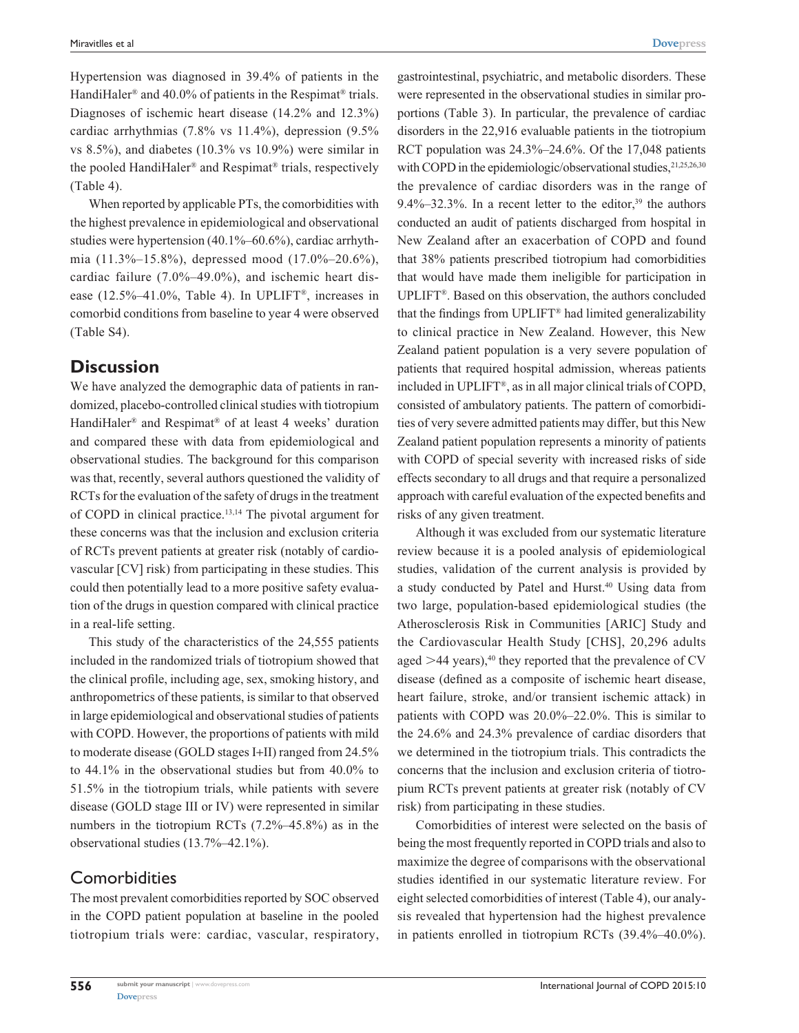Hypertension was diagnosed in 39.4% of patients in the HandiHaler® and 40.0% of patients in the Respimat® trials. Diagnoses of ischemic heart disease (14.2% and 12.3%) cardiac arrhythmias (7.8% vs 11.4%), depression (9.5% vs 8.5%), and diabetes (10.3% vs 10.9%) were similar in the pooled HandiHaler® and Respimat® trials, respectively (Table 4).

When reported by applicable PTs, the comorbidities with the highest prevalence in epidemiological and observational studies were hypertension (40.1%–60.6%), cardiac arrhythmia (11.3%–15.8%), depressed mood (17.0%–20.6%), cardiac failure (7.0%–49.0%), and ischemic heart disease (12.5%–41.0%, Table 4). In UPLIFT®, increases in comorbid conditions from baseline to year 4 were observed (Table S4).

## Discussion

We have analyzed the demographic data of patients in randomized, placebo-controlled clinical studies with tiotropium HandiHaler® and Respimat® of at least 4 weeks' duration and compared these with data from epidemiological and observational studies. The background for this comparison was that, recently, several authors questioned the validity of RCTs for the evaluation of the safety of drugs in the treatment of COPD in clinical practice.[13,14] The pivotal argument for these concerns was that the inclusion and exclusion criteria of RCTs prevent patients at greater risk (notably of cardiovascular [CV] risk) from participating in these studies. This could then potentially lead to a more positive safety evaluation of the drugs in question compared with clinical practice in a real-life setting.

This study of the characteristics of the 24,555 patients included in the randomized trials of tiotropium showed that the clinical profile, including age, sex, smoking history, and anthropometrics of these patients, is similar to that observed in large epidemiological and observational studies of patients with COPD. However, the proportions of patients with mild to moderate disease (GOLD stages I+II) ranged from 24.5% to 44.1% in the observational studies but from 40.0% to 51.5% in the tiotropium trials, while patients with severe disease (GOLD stage III or IV) were represented in similar numbers in the tiotropium RCTs (7.2%–45.8%) as in the observational studies (13.7%–42.1%).

### Comorbidities

The most prevalent comorbidities reported by SOC observed in the COPD patient population at baseline in the pooled tiotropium trials were: cardiac, vascular, respiratory, gastrointestinal, psychiatric, and metabolic disorders. These were represented in the observational studies in similar proportions (Table 3). In particular, the prevalence of cardiac disorders in the 22,916 evaluable patients in the tiotropium RCT population was 24.3%–24.6%. Of the 17,048 patients with COPD in the epidemiologic/observational studies,[21,25,26,30] the prevalence of cardiac disorders was in the range of 9.4%–32.3%. In a recent letter to the editor,[39] the authors conducted an audit of patients discharged from hospital in New Zealand after an exacerbation of COPD and found that 38% patients prescribed tiotropium had comorbidities that would have made them ineligible for participation in UPLIFT®. Based on this observation, the authors concluded that the findings from UPLIFT® had limited generalizability to clinical practice in New Zealand. However, this New Zealand patient population is a very severe population of patients that required hospital admission, whereas patients included in UPLIFT®, as in all major clinical trials of COPD, consisted of ambulatory patients. The pattern of comorbidities of very severe admitted patients may differ, but this New Zealand patient population represents a minority of patients with COPD of special severity with increased risks of side effects secondary to all drugs and that require a personalized approach with careful evaluation of the expected benefits and risks of any given treatment.

Although it was excluded from our systematic literature review because it is a pooled analysis of epidemiological studies, validation of the current analysis is provided by a study conducted by Patel and Hurst.[40] Using data from two large, population-based epidemiological studies (the Atherosclerosis Risk in Communities [ARIC] Study and the Cardiovascular Health Study [CHS], 20,296 adults aged >44 years),[40] they reported that the prevalence of CV disease (defined as a composite of ischemic heart disease, heart failure, stroke, and/or transient ischemic attack) in patients with COPD was 20.0%–22.0%. This is similar to the 24.6% and 24.3% prevalence of cardiac disorders that we determined in the tiotropium trials. This contradicts the concerns that the inclusion and exclusion criteria of tiotropium RCTs prevent patients at greater risk (notably of CV risk) from participating in these studies.

Comorbidities of interest were selected on the basis of being the most frequently reported in COPD trials and also to maximize the degree of comparisons with the observational studies identified in our systematic literature review. For eight selected comorbidities of interest (Table 4), our analysis revealed that hypertension had the highest prevalence in patients enrolled in tiotropium RCTs (39.4%–40.0%).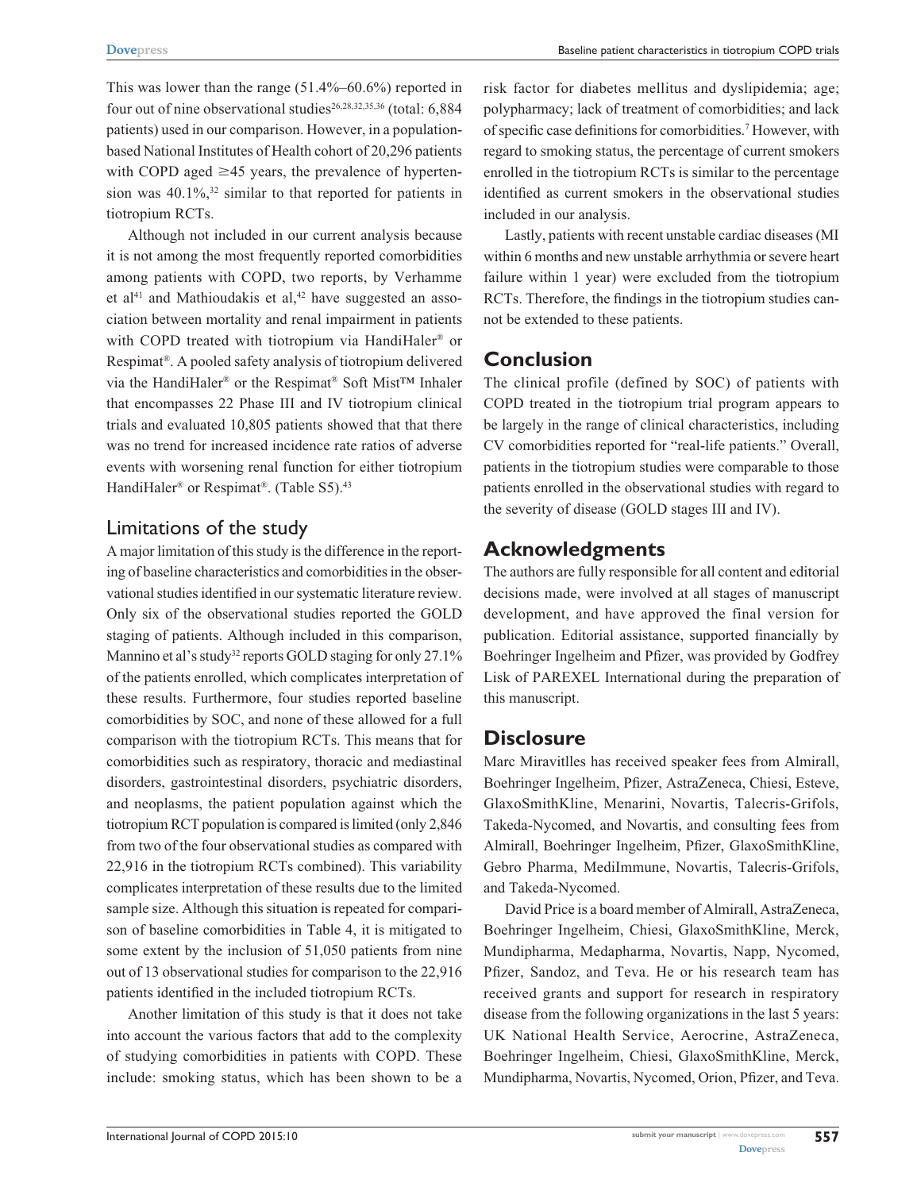This was lower than the range (51.4%–60.6%) reported in four out of nine observational studies[26,28,32,35,36] (total: 6,884 patients) used in our comparison. However, in a population-based National Institutes of Health cohort of 20,296 patients with COPD aged ≥45 years, the prevalence of hypertension was 40.1%,[32] similar to that reported for patients in tiotropium RCTs.

Although not included in our current analysis because it is not among the most frequently reported comorbidities among patients with COPD, two reports, by Verhamme et al[41] and Mathioudakis et al,[42] have suggested an association between mortality and renal impairment in patients with COPD treated with tiotropium via HandiHaler® or Respimat®. A pooled safety analysis of tiotropium delivered via the HandiHaler® or the Respimat® Soft Mist™ Inhaler that encompasses 22 Phase III and IV tiotropium clinical trials and evaluated 10,805 patients showed that that there was no trend for increased incidence rate ratios of adverse events with worsening renal function for either tiotropium HandiHaler® or Respimat®. (Table S5).[43]

## Limitations of the study

A major limitation of this study is the difference in the reporting of baseline characteristics and comorbidities in the observational studies identified in our systematic literature review. Only six of the observational studies reported the GOLD staging of patients. Although included in this comparison, Mannino et al's study[32] reports GOLD staging for only 27.1% of the patients enrolled, which complicates interpretation of these results. Furthermore, four studies reported baseline comorbidities by SOC, and none of these allowed for a full comparison with the tiotropium RCTs. This means that for comorbidities such as respiratory, thoracic and mediastinal disorders, gastrointestinal disorders, psychiatric disorders, and neoplasms, the patient population against which the tiotropium RCT population is compared is limited (only 2,846 from two of the four observational studies as compared with 22,916 in the tiotropium RCTs combined). This variability complicates interpretation of these results due to the limited sample size. Although this situation is repeated for comparison of baseline comorbidities in Table 4, it is mitigated to some extent by the inclusion of 51,050 patients from nine out of 13 observational studies for comparison to the 22,916 patients identified in the included tiotropium RCTs.

Another limitation of this study is that it does not take into account the various factors that add to the complexity of studying comorbidities in patients with COPD. These include: smoking status, which has been shown to be a risk factor for diabetes mellitus and dyslipidemia; age; polypharmacy; lack of treatment of comorbidities; and lack of specific case definitions for comorbidities.[7] However, with regard to smoking status, the percentage of current smokers enrolled in the tiotropium RCTs is similar to the percentage identified as current smokers in the observational studies included in our analysis.

Lastly, patients with recent unstable cardiac diseases (MI within 6 months and new unstable arrhythmia or severe heart failure within 1 year) were excluded from the tiotropium RCTs. Therefore, the findings in the tiotropium studies cannot be extended to these patients.

# Conclusion

The clinical profile (defined by SOC) of patients with COPD treated in the tiotropium trial program appears to be largely in the range of clinical characteristics, including CV comorbidities reported for "real-life patients." Overall, patients in the tiotropium studies were comparable to those patients enrolled in the observational studies with regard to the severity of disease (GOLD stages III and IV).

# Acknowledgments

The authors are fully responsible for all content and editorial decisions made, were involved at all stages of manuscript development, and have approved the final version for publication. Editorial assistance, supported financially by Boehringer Ingelheim and Pfizer, was provided by Godfrey Lisk of PAREXEL International during the preparation of this manuscript.

# Disclosure

Marc Miravitlles has received speaker fees from Almirall, Boehringer Ingelheim, Pfizer, AstraZeneca, Chiesi, Esteve, GlaxoSmithKline, Menarini, Novartis, Talecris-Grifols, Takeda-Nycomed, and Novartis, and consulting fees from Almirall, Boehringer Ingelheim, Pfizer, GlaxoSmithKline, Gebro Pharma, MediImmune, Novartis, Talecris-Grifols, and Takeda-Nycomed.

David Price is a board member of Almirall, AstraZeneca, Boehringer Ingelheim, Chiesi, GlaxoSmithKline, Merck, Mundipharma, Medapharma, Novartis, Napp, Nycomed, Pfizer, Sandoz, and Teva. He or his research team has received grants and support for research in respiratory disease from the following organizations in the last 5 years: UK National Health Service, Aerocrine, AstraZeneca, Boehringer Ingelheim, Chiesi, GlaxoSmithKline, Merck, Mundipharma, Novartis, Nycomed, Orion, Pfizer, and Teva.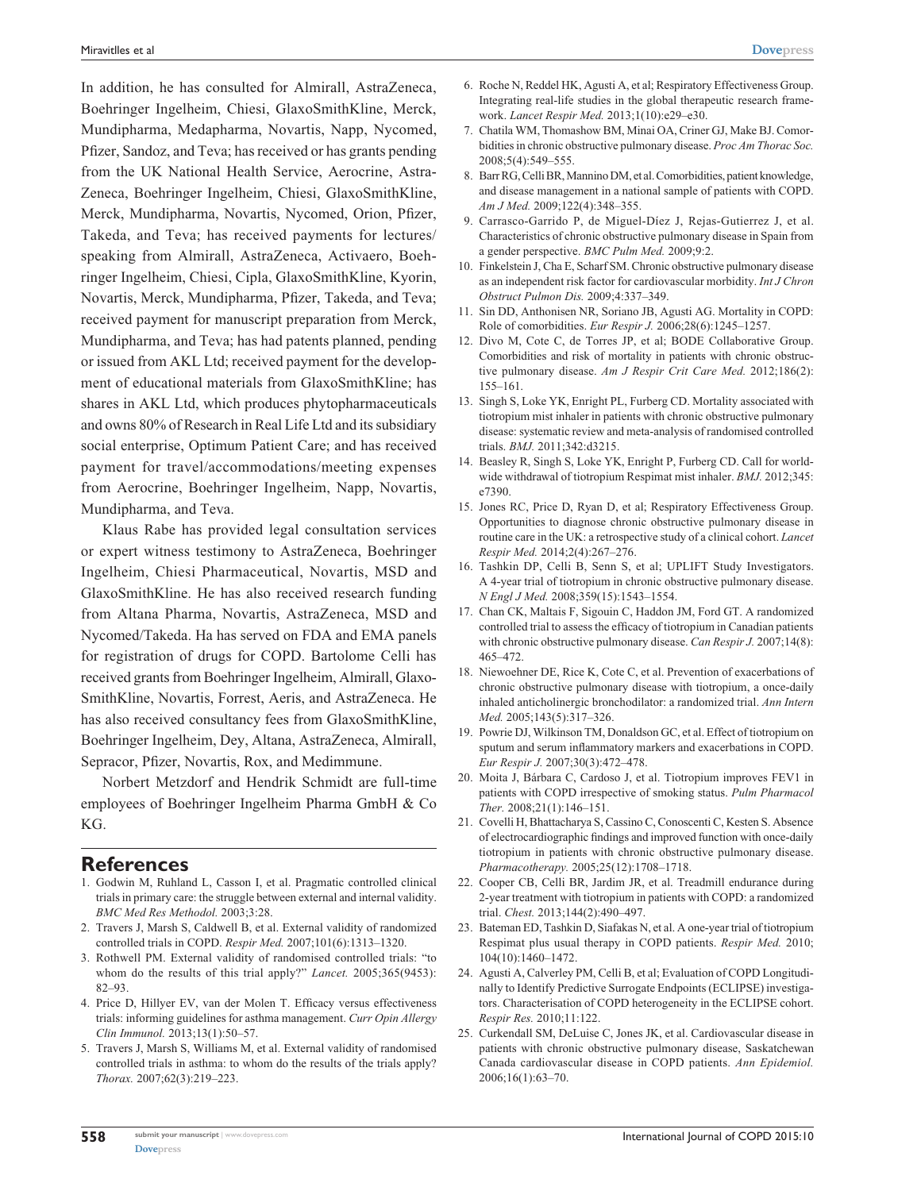In addition, he has consulted for Almirall, AstraZeneca, Boehringer Ingelheim, Chiesi, GlaxoSmithKline, Merck, Mundipharma, Medapharma, Novartis, Napp, Nycomed, Pfizer, Sandoz, and Teva; has received or has grants pending from the UK National Health Service, Aerocrine, AstraZeneca, Boehringer Ingelheim, Chiesi, GlaxoSmithKline, Merck, Mundipharma, Novartis, Nycomed, Orion, Pfizer, Takeda, and Teva; has received payments for lectures/speaking from Almirall, AstraZeneca, Activaero, Boehringer Ingelheim, Chiesi, Cipla, GlaxoSmithKline, Kyorin, Novartis, Merck, Mundipharma, Pfizer, Takeda, and Teva; received payment for manuscript preparation from Merck, Mundipharma, and Teva; has had patents planned, pending or issued from AKL Ltd; received payment for the development of educational materials from GlaxoSmithKline; has shares in AKL Ltd, which produces phytopharmaceuticals and owns 80% of Research in Real Life Ltd and its subsidiary social enterprise, Optimum Patient Care; and has received payment for travel/accommodations/meeting expenses from Aerocrine, Boehringer Ingelheim, Napp, Novartis, Mundipharma, and Teva.

Klaus Rabe has provided legal consultation services or expert witness testimony to AstraZeneca, Boehringer Ingelheim, Chiesi Pharmaceutical, Novartis, MSD and GlaxoSmithKline. He has also received research funding from Altana Pharma, Novartis, AstraZeneca, MSD and Nycomed/Takeda. Ha has served on FDA and EMA panels for registration of drugs for COPD. Bartolome Celli has received grants from Boehringer Ingelheim, Almirall, GlaxoSmithKline, Novartis, Forrest, Aeris, and AstraZeneca. He has also received consultancy fees from GlaxoSmithKline, Boehringer Ingelheim, Dey, Altana, AstraZeneca, Almirall, Sepracor, Pfizer, Novartis, Rox, and Medimmune.

Norbert Metzdorf and Hendrik Schmidt are full-time employees of Boehringer Ingelheim Pharma GmbH & Co KG.

## References

1. Godwin M, Ruhland L, Casson I, et al. Pragmatic controlled clinical trials in primary care: the struggle between external and internal validity. *BMC Med Res Methodol.* 2003;3:28.
2. Travers J, Marsh S, Caldwell B, et al. External validity of randomized controlled trials in COPD. *Respir Med.* 2007;101(6):1313–1320.
3. Rothwell PM. External validity of randomised controlled trials: "to whom do the results of this trial apply?" *Lancet.* 2005;365(9453):82–93.
4. Price D, Hillyer EV, van der Molen T. Efficacy versus effectiveness trials: informing guidelines for asthma management. *Curr Opin Allergy Clin Immunol.* 2013;13(1):50–57.
5. Travers J, Marsh S, Williams M, et al. External validity of randomised controlled trials in asthma: to whom do the results of the trials apply? *Thorax.* 2007;62(3):219–223.
6. Roche N, Reddel HK, Agusti A, et al; Respiratory Effectiveness Group. Integrating real-life studies in the global therapeutic research framework. *Lancet Respir Med.* 2013;1(10):e29–e30.
7. Chatila WM, Thomashow BM, Minai OA, Criner GJ, Make BJ. Comorbidities in chronic obstructive pulmonary disease. *Proc Am Thorac Soc.* 2008;5(4):549–555.
8. Barr RG, Celli BR, Mannino DM, et al. Comorbidities, patient knowledge, and disease management in a national sample of patients with COPD. *Am J Med.* 2009;122(4):348–355.
9. Carrasco-Garrido P, de Miguel-Díez J, Rejas-Gutierrez J, et al. Characteristics of chronic obstructive pulmonary disease in Spain from a gender perspective. *BMC Pulm Med.* 2009;9:2.
10. Finkelstein J, Cha E, Scharf SM. Chronic obstructive pulmonary disease as an independent risk factor for cardiovascular morbidity. *Int J Chron Obstruct Pulmon Dis.* 2009;4:337–349.
11. Sin DD, Anthonisen NR, Soriano JB, Agusti AG. Mortality in COPD: Role of comorbidities. *Eur Respir J.* 2006;28(6):1245–1257.
12. Divo M, Cote C, de Torres JP, et al; BODE Collaborative Group. Comorbidities and risk of mortality in patients with chronic obstructive pulmonary disease. *Am J Respir Crit Care Med.* 2012;186(2):155–161.
13. Singh S, Loke YK, Enright PL, Furberg CD. Mortality associated with tiotropium mist inhaler in patients with chronic obstructive pulmonary disease: systematic review and meta-analysis of randomised controlled trials. *BMJ.* 2011;342:d3215.
14. Beasley R, Singh S, Loke YK, Enright P, Furberg CD. Call for worldwide withdrawal of tiotropium Respimat mist inhaler. *BMJ.* 2012;345:e7390.
15. Jones RC, Price D, Ryan D, et al; Respiratory Effectiveness Group. Opportunities to diagnose chronic obstructive pulmonary disease in routine care in the UK: a retrospective study of a clinical cohort. *Lancet Respir Med.* 2014;2(4):267–276.
16. Tashkin DP, Celli B, Senn S, et al; UPLIFT Study Investigators. A 4-year trial of tiotropium in chronic obstructive pulmonary disease. *N Engl J Med.* 2008;359(15):1543–1554.
17. Chan CK, Maltais F, Sigouin C, Haddon JM, Ford GT. A randomized controlled trial to assess the efficacy of tiotropium in Canadian patients with chronic obstructive pulmonary disease. *Can Respir J.* 2007;14(8):465–472.
18. Niewoehner DE, Rice K, Cote C, et al. Prevention of exacerbations of chronic obstructive pulmonary disease with tiotropium, a once-daily inhaled anticholinergic bronchodilator: a randomized trial. *Ann Intern Med.* 2005;143(5):317–326.
19. Powrie DJ, Wilkinson TM, Donaldson GC, et al. Effect of tiotropium on sputum and serum inflammatory markers and exacerbations in COPD. *Eur Respir J.* 2007;30(3):472–478.
20. Moita J, Bárbara C, Cardoso J, et al. Tiotropium improves FEV1 in patients with COPD irrespective of smoking status. *Pulm Pharmacol Ther.* 2008;21(1):146–151.
21. Covelli H, Bhattacharya S, Cassino C, Conoscenti C, Kesten S. Absence of electrocardiographic findings and improved function with once-daily tiotropium in patients with chronic obstructive pulmonary disease. *Pharmacotherapy.* 2005;25(12):1708–1718.
22. Cooper CB, Celli BR, Jardim JR, et al. Treadmill endurance during 2-year treatment with tiotropium in patients with COPD: a randomized trial. *Chest.* 2013;144(2):490–497.
23. Bateman ED, Tashkin D, Siafakas N, et al. A one-year trial of tiotropium Respimat plus usual therapy in COPD patients. *Respir Med.* 2010;104(10):1460–1472.
24. Agusti A, Calverley PM, Celli B, et al; Evaluation of COPD Longitudinally to Identify Predictive Surrogate Endpoints (ECLIPSE) investigators. Characterisation of COPD heterogeneity in the ECLIPSE cohort. *Respir Res.* 2010;11:122.
25. Curkendall SM, DeLuise C, Jones JK, et al. Cardiovascular disease in patients with chronic obstructive pulmonary disease, Saskatchewan Canada cardiovascular disease in COPD patients. *Ann Epidemiol.* 2006;16(1):63–70.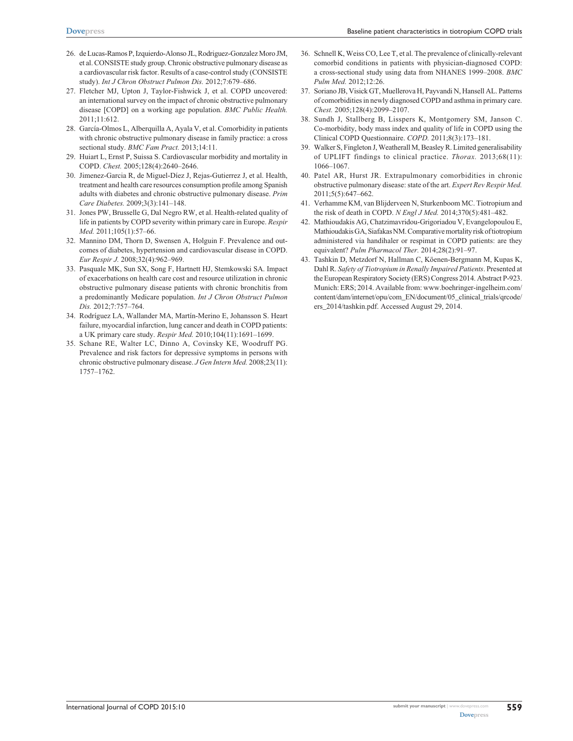26. de Lucas-Ramos P, Izquierdo-Alonso JL, Rodriguez-Gonzalez Moro JM, et al. CONSISTE study group. Chronic obstructive pulmonary disease as a cardiovascular risk factor. Results of a case-control study (CONSISTE study). *Int J Chron Obstruct Pulmon Dis.* 2012;7:679–686.
27. Fletcher MJ, Upton J, Taylor-Fishwick J, et al. COPD uncovered: an international survey on the impact of chronic obstructive pulmonary disease [COPD] on a working age population. *BMC Public Health.* 2011;11:612.
28. García-Olmos L, Alberquilla A, Ayala V, et al. Comorbidity in patients with chronic obstructive pulmonary disease in family practice: a cross sectional study. *BMC Fam Pract.* 2013;14:11.
29. Huiart L, Ernst P, Suissa S. Cardiovascular morbidity and mortality in COPD. *Chest.* 2005;128(4):2640–2646.
30. Jimenez-Garcia R, de Miguel-Díez J, Rejas-Gutierrez J, et al. Health, treatment and health care resources consumption profile among Spanish adults with diabetes and chronic obstructive pulmonary disease. *Prim Care Diabetes.* 2009;3(3):141–148.
31. Jones PW, Brusselle G, Dal Negro RW, et al. Health-related quality of life in patients by COPD severity within primary care in Europe. *Respir Med.* 2011;105(1):57–66.
32. Mannino DM, Thorn D, Swensen A, Holguin F. Prevalence and outcomes of diabetes, hypertension and cardiovascular disease in COPD. *Eur Respir J.* 2008;32(4):962–969.
33. Pasquale MK, Sun SX, Song F, Hartnett HJ, Stemkowski SA. Impact of exacerbations on health care cost and resource utilization in chronic obstructive pulmonary disease patients with chronic bronchitis from a predominantly Medicare population. *Int J Chron Obstruct Pulmon Dis.* 2012;7:757–764.
34. Rodríguez LA, Wallander MA, Martín-Merino E, Johansson S. Heart failure, myocardial infarction, lung cancer and death in COPD patients: a UK primary care study. *Respir Med.* 2010;104(11):1691–1699.
35. Schane RE, Walter LC, Dinno A, Covinsky KE, Woodruff PG. Prevalence and risk factors for depressive symptoms in persons with chronic obstructive pulmonary disease. *J Gen Intern Med.* 2008;23(11): 1757–1762.
36. Schnell K, Weiss CO, Lee T, et al. The prevalence of clinically-relevant comorbid conditions in patients with physician-diagnosed COPD: a cross-sectional study using data from NHANES 1999–2008. *BMC Pulm Med.* 2012;12:26.
37. Soriano JB, Visick GT, Muellerova H, Payvandi N, Hansell AL. Patterns of comorbidities in newly diagnosed COPD and asthma in primary care. *Chest.* 2005;128(4):2099–2107.
38. Sundh J, Stallberg B, Lisspers K, Montgomery SM, Janson C. Co-morbidity, body mass index and quality of life in COPD using the Clinical COPD Questionnaire. *COPD.* 2011;8(3):173–181.
39. Walker S, Fingleton J, Weatherall M, Beasley R. Limited generalisability of UPLIFT findings to clinical practice. *Thorax.* 2013;68(11): 1066–1067.
40. Patel AR, Hurst JR. Extrapulmonary comorbidities in chronic obstructive pulmonary disease: state of the art. *Expert Rev Respir Med.* 2011;5(5):647–662.
41. Verhamme KM, van Blijderveen N, Sturkenboom MC. Tiotropium and the risk of death in COPD. *N Engl J Med.* 2014;370(5):481–482.
42. Mathioudakis AG, Chatzimavridou-Grigoriadou V, Evangelopoulou E, Mathioudakis GA, Siafakas NM. Comparative mortality risk of tiotropium administered via handihaler or respimat in COPD patients: are they equivalent? *Pulm Pharmacol Ther.* 2014;28(2):91–97.
43. Tashkin D, Metzdorf N, Hallman C, Köenen-Bergmann M, Kupas K, Dahl R. *Safety of Tiotropium in Renally Impaired Patients*. Presented at the European Respiratory Society (ERS) Congress 2014. Abstract P-923. Munich: ERS; 2014. Available from: www.boehringer-ingelheim.com/content/dam/internet/opu/com_EN/document/05_clinical_trials/qrcode/ers_2014/tashkin.pdf. Accessed August 29, 2014.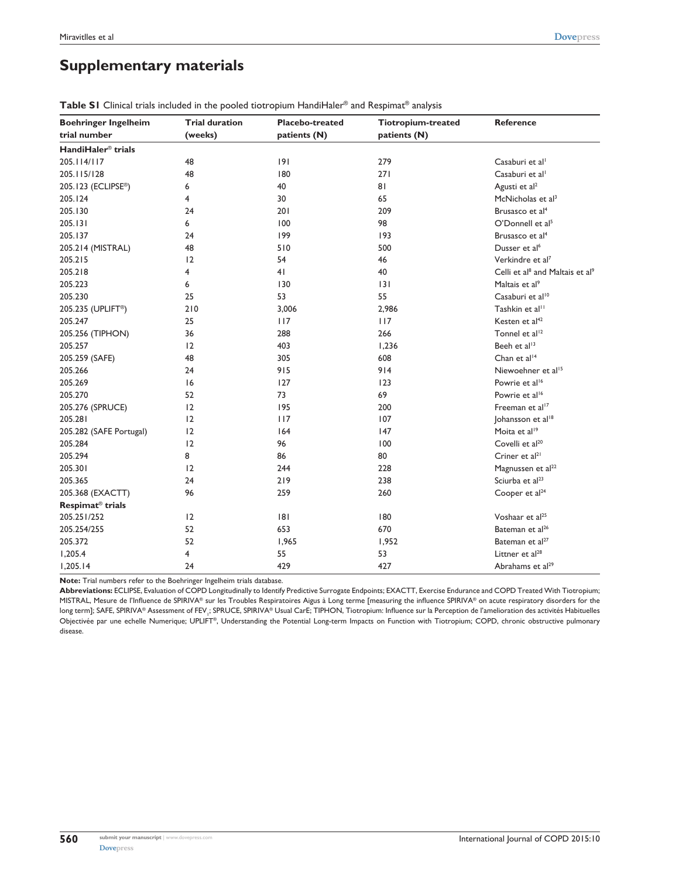## Supplementary materials

**Table S1** Clinical trials included in the pooled tiotropium HandiHaler® and Respimat® analysis

| Boehringer Ingelheim trial number | Trial duration (weeks) | Placebo-treated patients (N) | Tiotropium-treated patients (N) | Reference |
|---|---|---|---|---|
| **HandiHaler® trials** | | | | |
| 205.114/117 | 48 | 191 | 279 | Casaburi et al[1] |
| 205.115/128 | 48 | 180 | 271 | Casaburi et al[1] |
| 205.123 (ECLIPSE®) | 6 | 40 | 81 | Agusti et al[2] |
| 205.124 | 4 | 30 | 65 | McNicholas et al[3] |
| 205.130 | 24 | 201 | 209 | Brusasco et al[4] |
| 205.131 | 6 | 100 | 98 | O'Donnell et al[5] |
| 205.137 | 24 | 199 | 193 | Brusasco et al[4] |
| 205.214 (MISTRAL) | 48 | 510 | 500 | Dusser et al[6] |
| 205.215 | 12 | 54 | 46 | Verkindre et al[7] |
| 205.218 | 4 | 41 | 40 | Celli et al[8] and Maltais et al[9] |
| 205.223 | 6 | 130 | 131 | Maltais et al[9] |
| 205.230 | 25 | 53 | 55 | Casaburi et al[10] |
| 205.235 (UPLIFT®) | 210 | 3,006 | 2,986 | Tashkin et al[11] |
| 205.247 | 25 | 117 | 117 | Kesten et al[42] |
| 205.256 (TIPHON) | 36 | 288 | 266 | Tonnel et al[12] |
| 205.257 | 12 | 403 | 1,236 | Beeh et al[13] |
| 205.259 (SAFE) | 48 | 305 | 608 | Chan et al[14] |
| 205.266 | 24 | 915 | 914 | Niewoehner et al[15] |
| 205.269 | 16 | 127 | 123 | Powrie et al[16] |
| 205.270 | 52 | 73 | 69 | Powrie et al[16] |
| 205.276 (SPRUCE) | 12 | 195 | 200 | Freeman et al[17] |
| 205.281 | 12 | 117 | 107 | Johansson et al[18] |
| 205.282 (SAFE Portugal) | 12 | 164 | 147 | Moita et al[19] |
| 205.284 | 12 | 96 | 100 | Covelli et al[20] |
| 205.294 | 8 | 86 | 80 | Criner et al[21] |
| 205.301 | 12 | 244 | 228 | Magnussen et al[22] |
| 205.365 | 24 | 219 | 238 | Sciurba et al[23] |
| 205.368 (EXACTT) | 96 | 259 | 260 | Cooper et al[24] |
| **Respimat® trials** | | | | |
| 205.251/252 | 12 | 181 | 180 | Voshaar et al[25] |
| 205.254/255 | 52 | 653 | 670 | Bateman et al[26] |
| 205.372 | 52 | 1,965 | 1,952 | Bateman et al[27] |
| 1,205.4 | 4 | 55 | 53 | Littner et al[28] |
| 1,205.14 | 24 | 429 | 427 | Abrahams et al[29] |

**Note:** Trial numbers refer to the Boehringer Ingelheim trials database.

**Abbreviations:** ECLIPSE, Evaluation of COPD Longitudinally to Identify Predictive Surrogate Endpoints; EXACTT, Exercise Endurance and COPD Treated With Tiotropium; MISTRAL, Mesure de l'Influence de SPIRIVA® sur les Troubles Respiratoires Aigus à Long terme [measuring the influence SPIRIVA® on acute respiratory disorders for the long term]; SAFE, SPIRIVA® Assessment of $FEV_1$; SPRUCE, SPIRIVA® Usual CarE; TIPHON, Tiotropium: Influence sur la Perception de l'amelioration des activités Habituelles Objectivée par une echelle Numerique; UPLIFT®, Understanding the Potential Long-term Impacts on Function with Tiotropium; COPD, chronic obstructive pulmonary disease.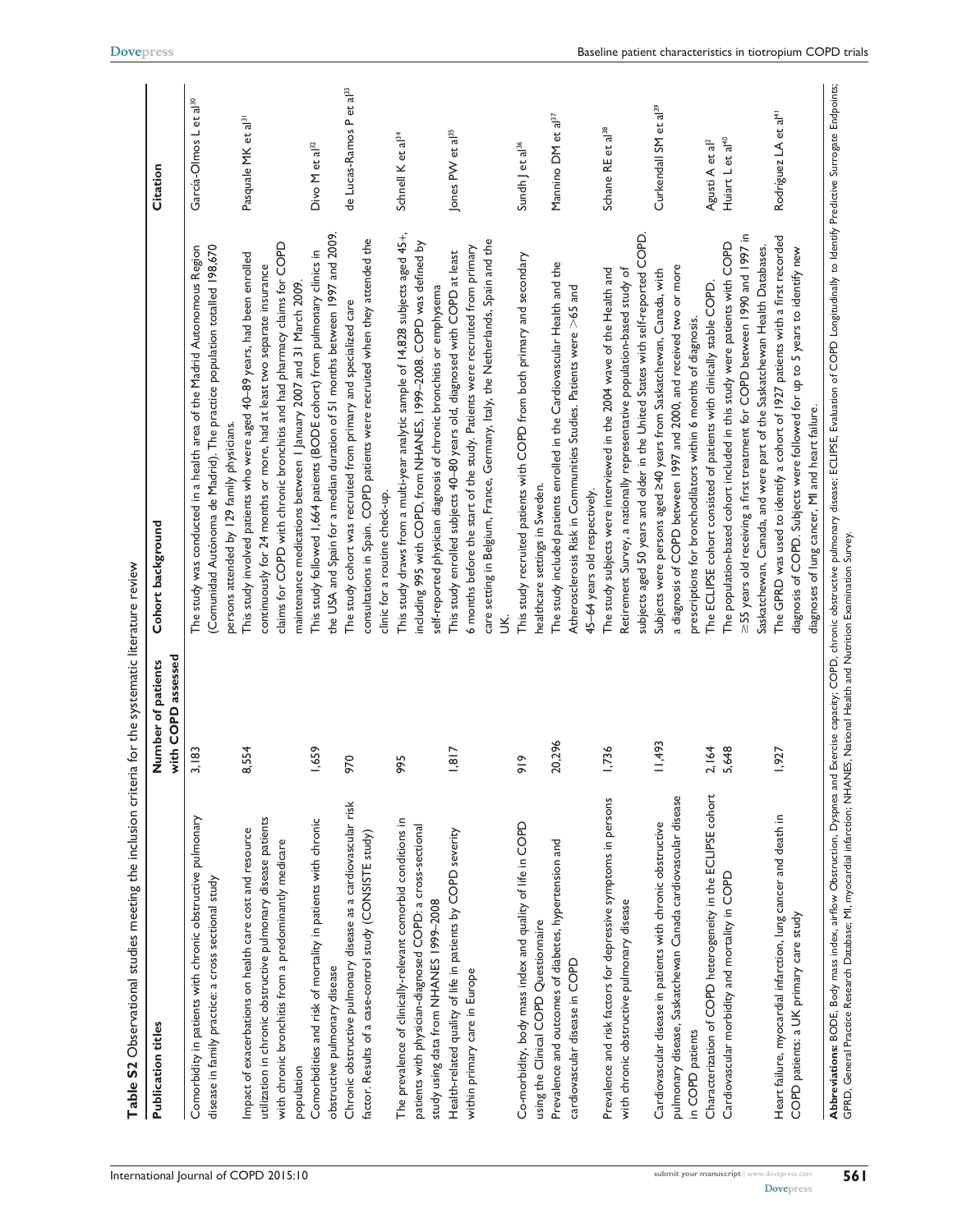**Table S2** Observational studies meeting the inclusion criteria for the systematic literature review

| Publication titles | Number of patients with COPD assessed | Cohort background | Citation |
|---|---|---|---|
| Comorbidity in patients with chronic obstructive pulmonary disease in family practice: a cross sectional study | 3,183 | The study was conducted in a health area of the Madrid Autonomous Region (Comunidad Autónoma de Madrid). The practice population totalled 198,670 persons attended by 129 family physicians. | García-Olmos L et al[30] |
| Impact of exacerbations on health care cost and resource utilization in chronic obstructive pulmonary disease patients with chronic bronchitis from a predominantly medicare population | 8,554 | This study involved patients who were aged 40–89 years, had been enrolled continuously for 24 months or more, had at least two separate insurance claims for COPD with chronic bronchitis and had pharmacy claims for COPD maintenance medications between 1 January 2007 and 31 March 2009. | Pasquale MK et al[31] |
| Comorbidities and risk of mortality in patients with chronic obstructive pulmonary disease | 1,659 | This study followed 1,664 patients (BODE cohort) from pulmonary clinics in the USA and Spain for a median duration of 51 months between 1997 and 2009. | Divo M et al[32] |
| Chronic obstructive pulmonary disease as a cardiovascular risk factor. Results of a case-control study (CONSISTE study) | 970 | The study cohort was recruited from primary and specialized care consultations in Spain. COPD patients were recruited when they attended the clinic for a routine check-up. | de Lucas-Ramos P et al[33] |
| The prevalence of clinically-relevant comorbid conditions in patients with physician-diagnosed COPD: a cross-sectional study using data from NHANES 1999–2008 | 995 | This study draws from a multi-year analytic sample of 14,828 subjects aged 45+, including 995 with COPD, from NHANES, 1999–2008. COPD was defined by self-reported physician diagnosis of chronic bronchitis or emphysema | Schnell K et al[34] |
| Health-related quality of life in patients by COPD severity within primary care in Europe | 1,817 | This study enrolled subjects 40–80 years old, diagnosed with COPD at least 6 months before the start of the study. Patients were recruited from primary care setting in Belgium, France, Germany, Italy, the Netherlands, Spain and the UK. | Jones PW et al[35] |
| Co-morbidity, body mass index and quality of life in COPD using the Clinical COPD Questionnaire | 919 | This study recruited patients with COPD from both primary and secondary healthcare settings in Sweden. | Sundh J et al[36] |
| Prevalence and outcomes of diabetes, hypertension and cardiovascular disease in COPD | 20,296 | The study included patients enrolled in the Cardiovascular Health and the Atherosclerosis Risk in Communities Studies. Patients were >65 and 45–64 years old respectively. | Mannino DM et al[37] |
| Prevalence and risk factors for depressive symptoms in persons with chronic obstructive pulmonary disease | 1,736 | The study subjects were interviewed in the 2004 wave of the Health and Retirement Survey, a nationally representative population-based study of subjects aged 50 years and older in the United States with self-reported COPD. | Schane RE et al[38] |
| Cardiovascular disease in patients with chronic obstructive pulmonary disease, Saskatchewan Canada cardiovascular disease in COPD patients | 11,493 | Subjects were persons aged ≥40 years from Saskatchewan, Canada, with a diagnosis of COPD between 1997 and 2000, and received two or more prescriptions for bronchodilators within 6 months of diagnosis. | Curkendall SM et al[39] |
| Characterization of COPD heterogeneity in the ECLIPSE cohort | 2,164 | The ECLIPSE cohort consisted of patients with clinically stable COPD. | Agusti A et al[2] |
| Cardiovascular morbidity and mortality in COPD | 5,648 | The population-based cohort included in this study were patients with COPD ≥55 years old receiving a first treatment for COPD between 1990 and 1997 in Saskatchewan, Canada, and were part of the Saskatchewan Health Databases. | Huiart L et al[40] |
| Heart failure, myocardial infarction, lung cancer and death in COPD patients: a UK primary care study | 1,927 | The GPRD was used to identify a cohort of 1927 patients with a first recorded diagnosis of COPD. Subjects were followed for up to 5 years to identify new diagnoses of lung cancer, MI and heart failure. | Rodriguez LA et al[41] |

**Abbreviations:** BODE, Body mass index, airflow Obstruction, Dyspnea and Exercise capacity; COPD, chronic obstructive pulmonary disease; ECLIPSE, Evaluation of COPD Longitudinally to Identify Predictive Surrogate Endpoints; GPRD, General Practice Research Database; MI, myocardial infarction; NHANES, National Health and Nutrition Examination Survey.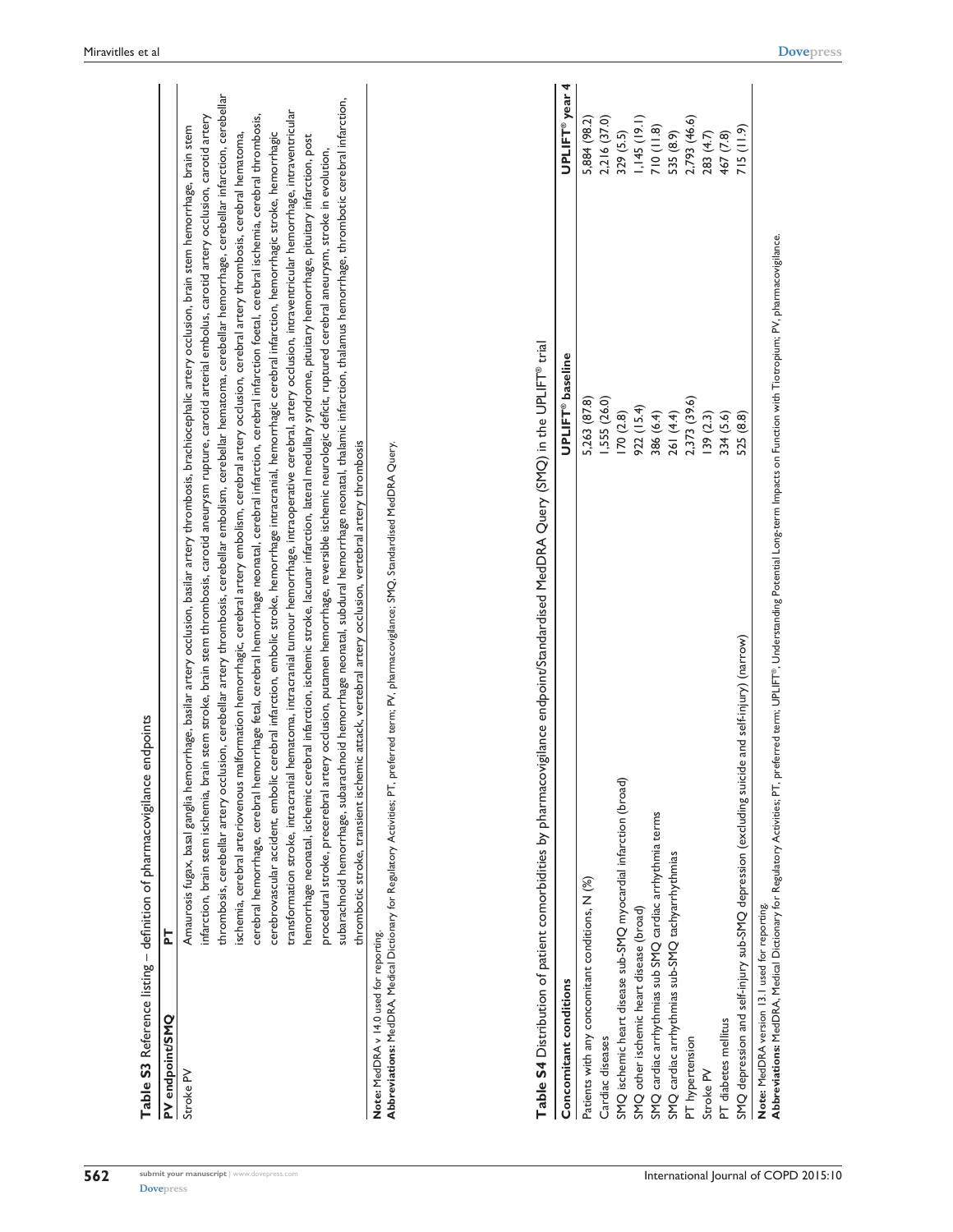**Table S3** Reference listing – definition of pharmacovigilance endpoints

| PV endpoint/SMQ | PT |
| --- | --- |
| Stroke PV | Amaurosis fugax, basal ganglia hemorrhage, basilar artery occlusion, basilar artery thrombosis, brachiocephalic artery occlusion, brain stem hemorrhage, brain stem infarction, brain stem ischemia, brain stem stroke, brain stem thrombosis, carotid aneurysm rupture, carotid arterial embolus, carotid artery occlusion, carotid artery thrombosis, cerebellar artery occlusion, cerebellar artery thrombosis, cerebellar embolism, cerebellar hematoma, cerebellar hemorrhage, cerebellar infarction, cerebellar ischemia, cerebral arteriovenous malformation hemorrhagic, cerebral artery embolism, cerebral artery occlusion, cerebral artery thrombosis, cerebral hematoma, cerebral hemorrhage, cerebral hemorrhage fetal, cerebral hemorrhage neonatal, cerebral infarction, cerebral infarction foetal, cerebral ischemia, cerebral thrombosis, cerebrovascular accident, embolic cerebral infarction, embolic stroke, hemorrhage intracranial, hemorrhagic cerebral infarction, hemorrhagic stroke, hemorrhagic transformation stroke, intracranial hematoma, intracranial tumour hemorrhage, intraoperative cerebral, artery occlusion, intraventricular hemorrhage, intraventricular hemorrhage neonatal, ischemic cerebral infarction, ischemic stroke, lacunar infarction, lateral medullary syndrome, pituitary hemorrhage, pituitary infarction, post procedural stroke, precerebral artery occlusion, putamen hemorrhage, reversible ischemic neurologic deficit, ruptured cerebral aneurysm, stroke in evolution, subarachnoid hemorrhage, subarachnoid hemorrhage neonatal, subdural hemorrhage neonatal, thalamic infarction, thalamus hemorrhage, thrombotic cerebral infarction, thrombotic stroke, transient ischemic attack, vertebral artery occlusion, vertebral artery thrombosis |

**Note:** MedDRA v 14.0 used for reporting.
**Abbreviations:** MedDRA, Medical Dictionary for Regulatory Activities; PT, preferred term; PV, pharmacovigilance; SMQ, Standardised MedDRA Query.

**Table S4** Distribution of patient comorbidities by pharmacovigilance endpoint/Standardised MedDRA Query (SMQ) in the UPLIFT® trial

| Concomitant conditions | UPLIFT® baseline | UPLIFT® year 4 |
| --- | --- | --- |
| Patients with any concomitant conditions, N (%) | 5,263 (87.8) | 5,884 (98.2) |
| Cardiac diseases | 1,555 (26.0) | 2,216 (37.0) |
| SMQ ischemic heart disease sub-SMQ myocardial infarction (broad) | 170 (2.8) | 329 (5.5) |
| SMQ other ischemic heart disease (broad) | 922 (15.4) | 1,145 (19.1) |
| SMQ cardiac arrhythmias sub SMQ cardiac arrhythmia terms | 386 (6.4) | 710 (11.8) |
| SMQ cardiac arrhythmias sub-SMQ tachyarrhythmias | 261 (4.4) | 535 (8.9) |
| PT hypertension | 2,373 (39.6) | 2,793 (46.6) |
| Stroke PV | 139 (2.3) | 283 (4.7) |
| PT diabetes mellitus | 334 (5.6) | 467 (7.8) |
| SMQ depression and self-injury sub-SMQ depression (excluding suicide and self-injury) (narrow) | 525 (8.8) | 715 (11.9) |

**Note:** MedDRA version 13.1 used for reporting.
**Abbreviations:** MedDRA, Medical Dictionary for Regulatory Activities; PT, preferred term; UPLIFT®, Understanding Potential Long-term Impacts on Function with Tiotropium; PV, pharmacovigilance.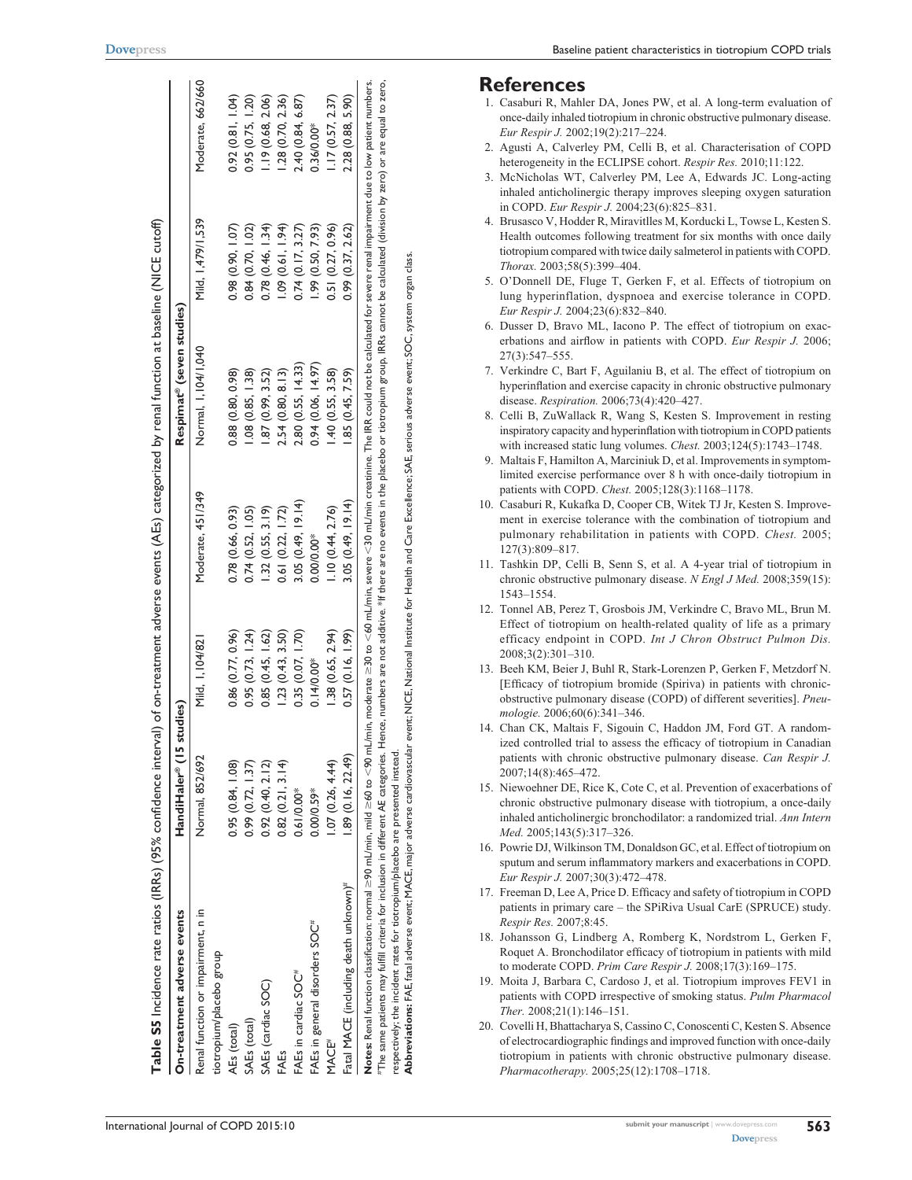**Table S5** Incidence rate ratios (IRRs) (95% confidence interval) of on-treatment adverse events (AEs) categorized by renal function at baseline (NICE cutoff)

| On-treatment adverse events | HandiHaler® (15 studies) | | | Respimat® (seven studies) | | |
|---|---|---|---|---|---|---|
| Renal function or impairment, n in tiotropium/placebo group | Normal, 852/692 | Mild, 1,104/821 | Moderate, 451/349 | Normal, 1,104/1,040 | Mild, 1,479/1,539 | Moderate, 662/660 |
| AEs (total) | 0.95 (0.84, 1.08) | 0.86 (0.77, 0.96) | 0.78 (0.66, 0.93) | 0.88 (0.80, 0.98) | 0.98 (0.90, 1.07) | 0.92 (0.81, 1.04) |
| SAEs (total) | 0.99 (0.72, 1.37) | 0.95 (0.73, 1.24) | 0.74 (0.52, 1.05) | 1.08 (0.85, 1.38) | 0.84 (0.70, 1.02) | 0.95 (0.75, 1.20) |
| SAEs (cardiac SOC) | 0.92 (0.40, 2.12) | 0.85 (0.45, 1.62) | 1.32 (0.55, 3.19) | 1.87 (0.99, 3.52) | 0.78 (0.46, 1.34) | 1.19 (0.68, 2.06) |
| FAEs | 0.82 (0.21, 3.14) | 1.23 (0.43, 3.50) | 0.61 (0.22, 1.72) | 2.54 (0.80, 8.13) | 1.09 (0.61, 1.94) | 1.28 (0.70, 2.36) |
| FAEs in cardiac SOC# | 0.61/0.00* | 0.35 (0.07, 1.70) | 3.05 (0.49, 19.14) | 2.80 (0.55, 14.33) | 0.74 (0.17, 3.27) | 2.40 (0.84, 6.87) |
| FAEs in general disorders SOC# | 0.00/0.59* | 0.14/0.00* | 0.00/0.00* | 0.94 (0.06, 14.97) | 1.99 (0.50, 7.93) | 0.36/0.00* |
| MACE# | 1.07 (0.26, 4.44) | 1.38 (0.65, 2.94) | 1.10 (0.44, 2.76) | 1.40 (0.55, 3.58) | 0.51 (0.27, 0.96) | 1.17 (0.57, 2.37) |
| Fatal MACE (including death unknown)# | 1.89 (0.16, 22.49) | 0.57 (0.16, 1.99) | 3.05 (0.49, 19.14) | 1.85 (0.45, 7.59) | 0.99 (0.37, 2.62) | 2.28 (0.88, 5.90) |

**Notes:** Renal function classification: normal ≥90 mL/min, mild ≥60 to <90 mL/min, moderate ≥30 to <60 mL/min, severe <30 mL/min creatinine. The IRR could not be calculated for severe renal impairment due to low patient numbers. #The same patients may fulfill criteria for inclusion in different AE categories. Hence, numbers are not additive. *If there are no events in the placebo or tiotropium group, IRRs cannot be calculated (division by zero) or are equal to zero, respectively; the incident rates for tiotropium/placebo are presented instead.

**Abbreviations:** FAE, fatal adverse event; MACE, major adverse cardiovascular event; NICE, National Institute for Health and Care Excellence; SAE, serious adverse event; SOC, system organ class.

# References

1. Casaburi R, Mahler DA, Jones PW, et al. A long-term evaluation of once-daily inhaled tiotropium in chronic obstructive pulmonary disease. *Eur Respir J.* 2002;19(2):217–224.
2. Agusti A, Calverley PM, Celli B, et al. Characterisation of COPD heterogeneity in the ECLIPSE cohort. *Respir Res.* 2010;11:122.
3. McNicholas WT, Calverley PM, Lee A, Edwards JC. Long-acting inhaled anticholinergic therapy improves sleeping oxygen saturation in COPD. *Eur Respir J.* 2004;23(6):825–831.
4. Brusasco V, Hodder R, Miravitlles M, Korducki L, Towse L, Kesten S. Health outcomes following treatment for six months with once daily tiotropium compared with twice daily salmeterol in patients with COPD. *Thorax.* 2003;58(5):399–404.
5. O'Donnell DE, Fluge T, Gerken F, et al. Effects of tiotropium on lung hyperinflation, dyspnoea and exercise tolerance in COPD. *Eur Respir J.* 2004;23(6):832–840.
6. Dusser D, Bravo ML, Iacono P. The effect of tiotropium on exacerbations and airflow in patients with COPD. *Eur Respir J.* 2006; 27(3):547–555.
7. Verkindre C, Bart F, Aguilaniu B, et al. The effect of tiotropium on hyperinflation and exercise capacity in chronic obstructive pulmonary disease. *Respiration.* 2006;73(4):420–427.
8. Celli B, ZuWallack R, Wang S, Kesten S. Improvement in resting inspiratory capacity and hyperinflation with tiotropium in COPD patients with increased static lung volumes. *Chest.* 2003;124(5):1743–1748.
9. Maltais F, Hamilton A, Marciniuk D, et al. Improvements in symptom-limited exercise performance over 8 h with once-daily tiotropium in patients with COPD. *Chest.* 2005;128(3):1168–1178.
10. Casaburi R, Kukafka D, Cooper CB, Witek TJ Jr, Kesten S. Improvement in exercise tolerance with the combination of tiotropium and pulmonary rehabilitation in patients with COPD. *Chest.* 2005; 127(3):809–817.
11. Tashkin DP, Celli B, Senn S, et al. A 4-year trial of tiotropium in chronic obstructive pulmonary disease. *N Engl J Med.* 2008;359(15): 1543–1554.
12. Tonnel AB, Perez T, Grosbois JM, Verkindre C, Bravo ML, Brun M. Effect of tiotropium on health-related quality of life as a primary efficacy endpoint in COPD. *Int J Chron Obstruct Pulmon Dis.* 2008;3(2):301–310.
13. Beeh KM, Beier J, Buhl R, Stark-Lorenzen P, Gerken F, Metzdorf N. [Efficacy of tiotropium bromide (Spiriva) in patients with chronic-obstructive pulmonary disease (COPD) of different severities]. *Pneumologie.* 2006;60(6):341–346.
14. Chan CK, Maltais F, Sigouin C, Haddon JM, Ford GT. A randomized controlled trial to assess the efficacy of tiotropium in Canadian patients with chronic obstructive pulmonary disease. *Can Respir J.* 2007;14(8):465–472.
15. Niewoehner DE, Rice K, Cote C, et al. Prevention of exacerbations of chronic obstructive pulmonary disease with tiotropium, a once-daily inhaled anticholinergic bronchodilator: a randomized trial. *Ann Intern Med.* 2005;143(5):317–326.
16. Powrie DJ, Wilkinson TM, Donaldson GC, et al. Effect of tiotropium on sputum and serum inflammatory markers and exacerbations in COPD. *Eur Respir J.* 2007;30(3):472–478.
17. Freeman D, Lee A, Price D. Efficacy and safety of tiotropium in COPD patients in primary care – the SPiRiva Usual CarE (SPRUCE) study. *Respir Res.* 2007;8:45.
18. Johansson G, Lindberg A, Romberg K, Nordstrom L, Gerken F, Roquet A. Bronchodilator efficacy of tiotropium in patients with mild to moderate COPD. *Prim Care Respir J.* 2008;17(3):169–175.
19. Moita J, Barbara C, Cardoso J, et al. Tiotropium improves FEV1 in patients with COPD irrespective of smoking status. *Pulm Pharmacol Ther.* 2008;21(1):146–151.
20. Covelli H, Bhattacharya S, Cassino C, Conoscenti C, Kesten S. Absence of electrocardiographic findings and improved function with once-daily tiotropium in patients with chronic obstructive pulmonary disease. *Pharmacotherapy.* 2005;25(12):1708–1718.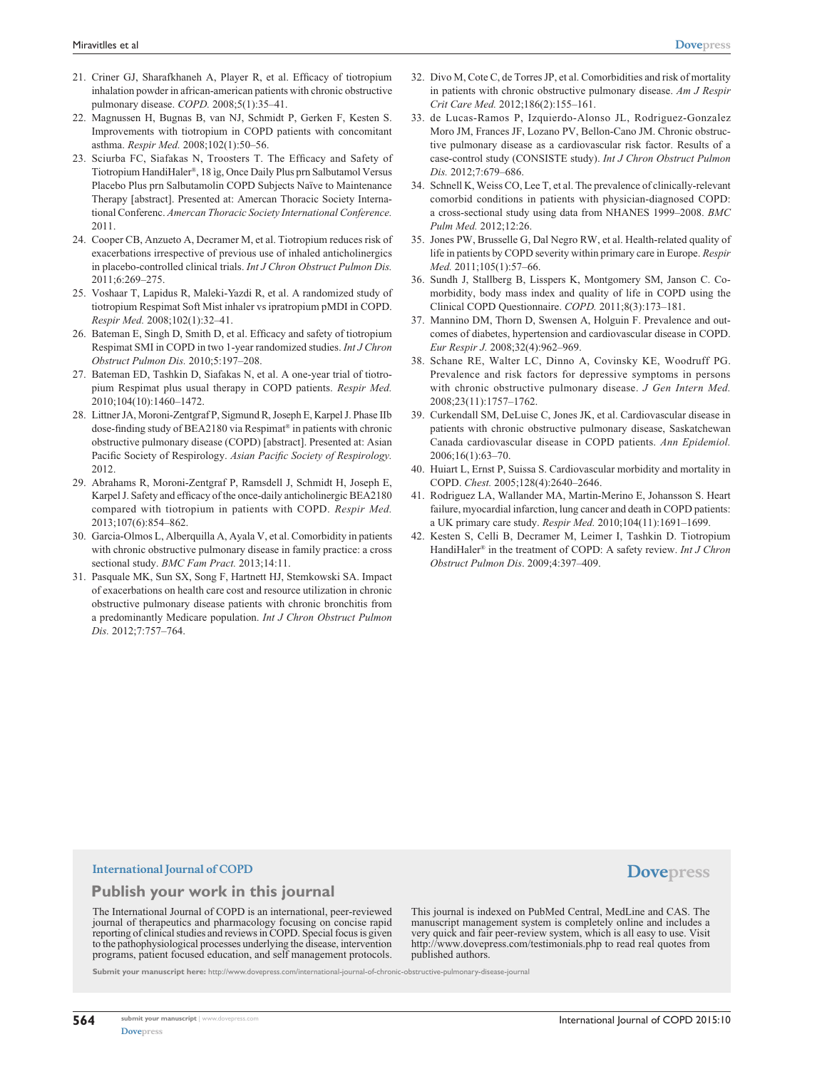21. Criner GJ, Sharafkhaneh A, Player R, et al. Efficacy of tiotropium inhalation powder in african-american patients with chronic obstructive pulmonary disease. *COPD.* 2008;5(1):35–41.
22. Magnussen H, Bugnas B, van NJ, Schmidt P, Gerken F, Kesten S. Improvements with tiotropium in COPD patients with concomitant asthma. *Respir Med.* 2008;102(1):50–56.
23. Sciurba FC, Siafakas N, Troosters T. The Efficacy and Safety of Tiotropium HandiHaler®, 18 ìg, Once Daily Plus prn Salbutamol Versus Placebo Plus prn Salbutamolin COPD Subjects Naïve to Maintenance Therapy [abstract]. Presented at: Amercan Thoracic Society International Conferenc. *Amercan Thoracic Society International Conference.* 2011.
24. Cooper CB, Anzueto A, Decramer M, et al. Tiotropium reduces risk of exacerbations irrespective of previous use of inhaled anticholinergics in placebo-controlled clinical trials. *Int J Chron Obstruct Pulmon Dis.* 2011;6:269–275.
25. Voshaar T, Lapidus R, Maleki-Yazdi R, et al. A randomized study of tiotropium Respimat Soft Mist inhaler vs ipratropium pMDI in COPD. *Respir Med.* 2008;102(1):32–41.
26. Bateman E, Singh D, Smith D, et al. Efficacy and safety of tiotropium Respimat SMI in COPD in two 1-year randomized studies. *Int J Chron Obstruct Pulmon Dis.* 2010;5:197–208.
27. Bateman ED, Tashkin D, Siafakas N, et al. A one-year trial of tiotropium Respimat plus usual therapy in COPD patients. *Respir Med.* 2010;104(10):1460–1472.
28. Littner JA, Moroni-Zentgraf P, Sigmund R, Joseph E, Karpel J. Phase IIb dose-finding study of BEA2180 via Respimat® in patients with chronic obstructive pulmonary disease (COPD) [abstract]. Presented at: Asian Pacific Society of Respirology. *Asian Pacific Society of Respirology.* 2012.
29. Abrahams R, Moroni-Zentgraf P, Ramsdell J, Schmidt H, Joseph E, Karpel J. Safety and efficacy of the once-daily anticholinergic BEA2180 compared with tiotropium in patients with COPD. *Respir Med.* 2013;107(6):854–862.
30. Garcia-Olmos L, Alberquilla A, Ayala V, et al. Comorbidity in patients with chronic obstructive pulmonary disease in family practice: a cross sectional study. *BMC Fam Pract.* 2013;14:11.
31. Pasquale MK, Sun SX, Song F, Hartnett HJ, Stemkowski SA. Impact of exacerbations on health care cost and resource utilization in chronic obstructive pulmonary disease patients with chronic bronchitis from a predominantly Medicare population. *Int J Chron Obstruct Pulmon Dis.* 2012;7:757–764.
32. Divo M, Cote C, de Torres JP, et al. Comorbidities and risk of mortality in patients with chronic obstructive pulmonary disease. *Am J Respir Crit Care Med.* 2012;186(2):155–161.
33. de Lucas-Ramos P, Izquierdo-Alonso JL, Rodriguez-Gonzalez Moro JM, Frances JF, Lozano PV, Bellon-Cano JM. Chronic obstructive pulmonary disease as a cardiovascular risk factor. Results of a case-control study (CONSISTE study). *Int J Chron Obstruct Pulmon Dis.* 2012;7:679–686.
34. Schnell K, Weiss CO, Lee T, et al. The prevalence of clinically-relevant comorbid conditions in patients with physician-diagnosed COPD: a cross-sectional study using data from NHANES 1999–2008. *BMC Pulm Med.* 2012;12:26.
35. Jones PW, Brusselle G, Dal Negro RW, et al. Health-related quality of life in patients by COPD severity within primary care in Europe. *Respir Med.* 2011;105(1):57–66.
36. Sundh J, Stallberg B, Lisspers K, Montgomery SM, Janson C. Comorbidity, body mass index and quality of life in COPD using the Clinical COPD Questionnaire. *COPD.* 2011;8(3):173–181.
37. Mannino DM, Thorn D, Swensen A, Holguin F. Prevalence and outcomes of diabetes, hypertension and cardiovascular disease in COPD. *Eur Respir J.* 2008;32(4):962–969.
38. Schane RE, Walter LC, Dinno A, Covinsky KE, Woodruff PG. Prevalence and risk factors for depressive symptoms in persons with chronic obstructive pulmonary disease. *J Gen Intern Med.* 2008;23(11):1757–1762.
39. Curkendall SM, DeLuise C, Jones JK, et al. Cardiovascular disease in patients with chronic obstructive pulmonary disease, Saskatchewan Canada cardiovascular disease in COPD patients. *Ann Epidemiol.* 2006;16(1):63–70.
40. Huiart L, Ernst P, Suissa S. Cardiovascular morbidity and mortality in COPD. *Chest.* 2005;128(4):2640–2646.
41. Rodriguez LA, Wallander MA, Martin-Merino E, Johansson S. Heart failure, myocardial infarction, lung cancer and death in COPD patients: a UK primary care study. *Respir Med.* 2010;104(11):1691–1699.
42. Kesten S, Celli B, Decramer M, Leimer I, Tashkin D. Tiotropium HandiHaler® in the treatment of COPD: A safety review. *Int J Chron Obstruct Pulmon Dis*. 2009;4:397–409.

**International Journal of COPD**

## Publish your work in this journal

The International Journal of COPD is an international, peer-reviewed journal of therapeutics and pharmacology focusing on concise rapid reporting of clinical studies and reviews in COPD. Special focus is given to the pathophysiological processes underlying the disease, intervention programs, patient focused education, and self management protocols. This journal is indexed on PubMed Central, MedLine and CAS. The manuscript management system is completely online and includes a very quick and fair peer-review system, which is all easy to use. Visit http://www.dovepress.com/testimonials.php to read real quotes from published authors.

**Submit your manuscript here:** http://www.dovepress.com/international-journal-of-chronic-obstructive-pulmonary-disease-journal